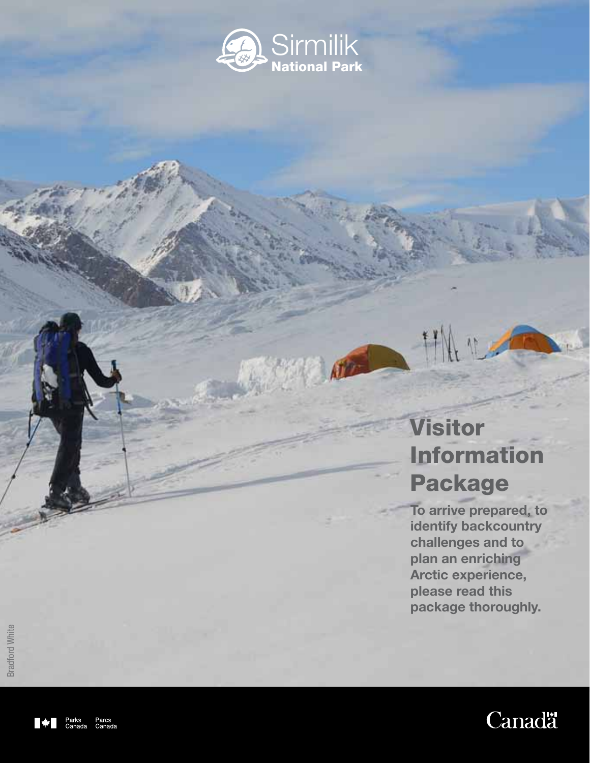Sirmilik
National Park

# Visitor Information Package

**To arrive prepared, to identify backcountry challenges and to plan an enriching Arctic experience, please read this package thoroughly.**

Bradford White

Parks Canada / Parcs Canada

Canada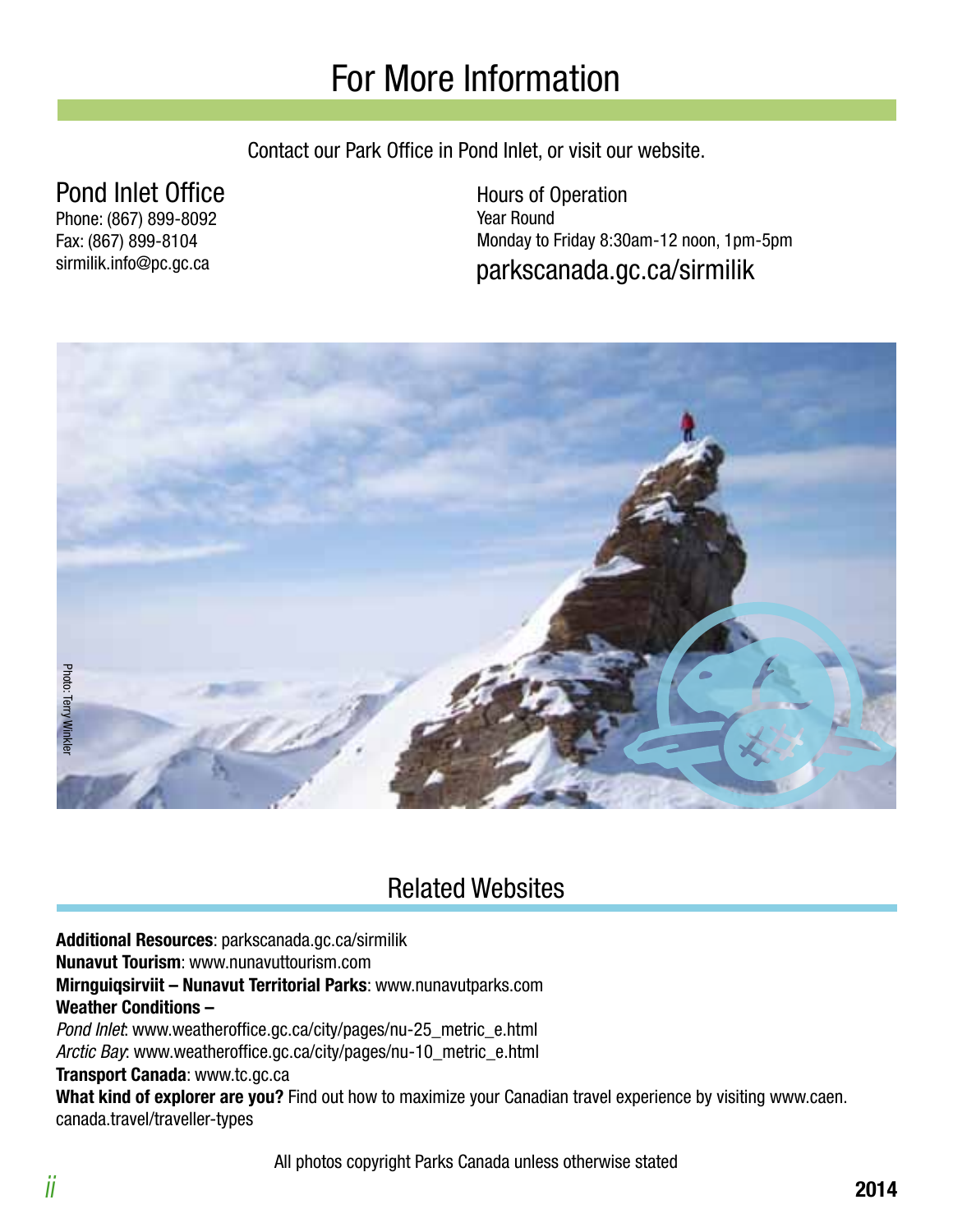# For More Information

Contact our Park Office in Pond Inlet, or visit our website.

## Pond Inlet Office

Phone: (867) 899-8092
Fax: (867) 899-8104
sirmilik.info@pc.gc.ca

### Hours of Operation

Year Round
Monday to Friday 8:30am-12 noon, 1pm-5pm

parkscanada.gc.ca/sirmilik

Photo: Terry Winkler

## Related Websites

**Additional Resources**: parkscanada.gc.ca/sirmilik
**Nunavut Tourism**: www.nunavuttourism.com
**Mirnguiqsirviit – Nunavut Territorial Parks**: www.nunavutparks.com
**Weather Conditions –**
*Pond Inlet*: www.weatheroffice.gc.ca/city/pages/nu-25_metric_e.html
*Arctic Bay*: www.weatheroffice.gc.ca/city/pages/nu-10_metric_e.html
**Transport Canada**: www.tc.gc.ca
**What kind of explorer are you?** Find out how to maximize your Canadian travel experience by visiting www.caen.canada.travel/traveller-types

All photos copyright Parks Canada unless otherwise stated

2014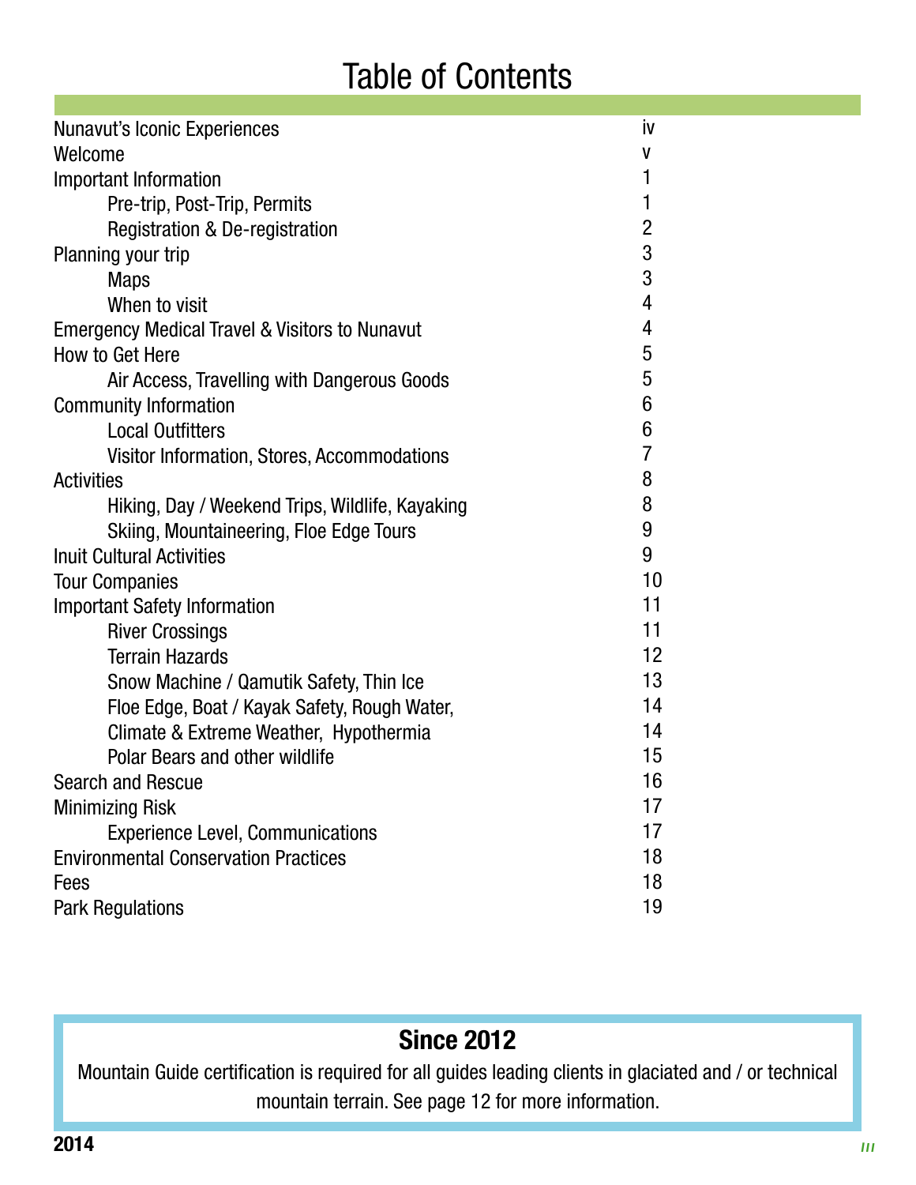# Table of Contents

| | |
|---|---|
| Nunavut's Iconic Experiences | iv |
| Welcome | v |
| Important Information | 1 |
| Pre-trip, Post-Trip, Permits | 1 |
| Registration & De-registration | 2 |
| Planning your trip | 3 |
| Maps | 3 |
| When to visit | 4 |
| Emergency Medical Travel & Visitors to Nunavut | 4 |
| How to Get Here | 5 |
| Air Access, Travelling with Dangerous Goods | 5 |
| Community Information | 6 |
| Local Outfitters | 6 |
| Visitor Information, Stores, Accommodations | 7 |
| Activities | 8 |
| Hiking, Day / Weekend Trips, Wildlife, Kayaking | 8 |
| Skiing, Mountaineering, Floe Edge Tours | 9 |
| Inuit Cultural Activities | 9 |
| Tour Companies | 10 |
| Important Safety Information | 11 |
| River Crossings | 11 |
| Terrain Hazards | 12 |
| Snow Machine / Qamutik Safety, Thin Ice | 13 |
| Floe Edge, Boat / Kayak Safety, Rough Water, | 14 |
| Climate & Extreme Weather, Hypothermia | 14 |
| Polar Bears and other wildlife | 15 |
| Search and Rescue | 16 |
| Minimizing Risk | 17 |
| Experience Level, Communications | 17 |
| Environmental Conservation Practices | 18 |
| Fees | 18 |
| Park Regulations | 19 |

**Since 2012**

Mountain Guide certification is required for all guides leading clients in glaciated and / or technical mountain terrain. See page 12 for more information.

**2014**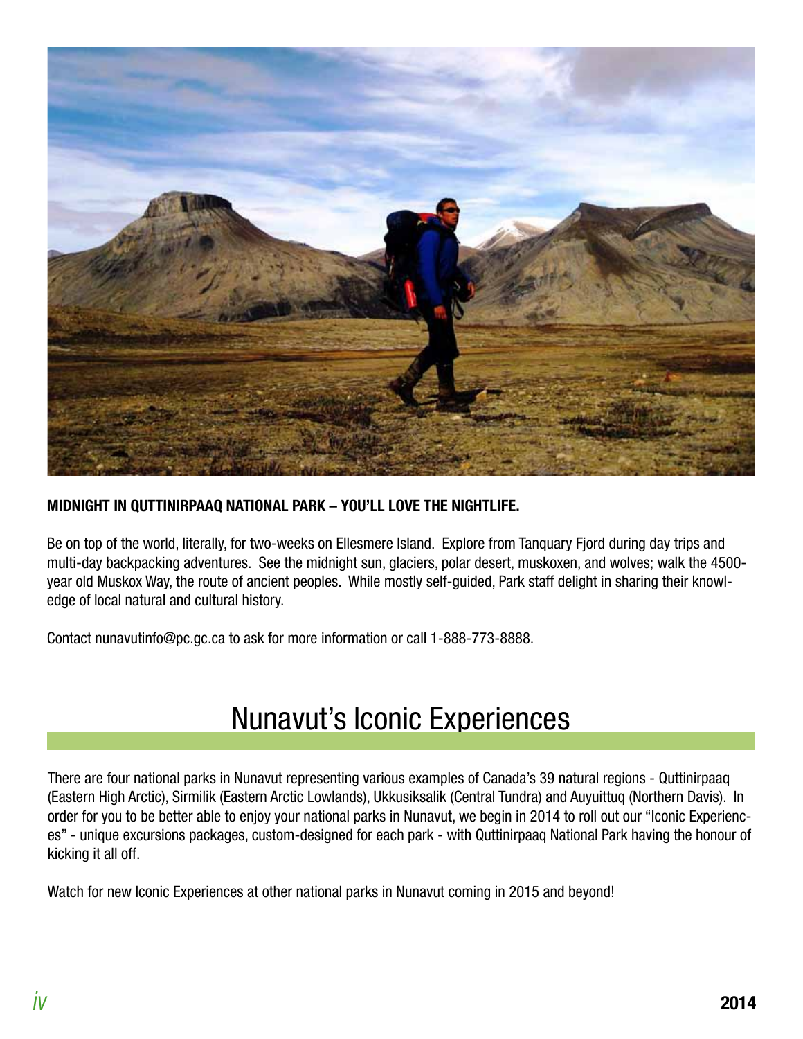**MIDNIGHT IN QUTTINIRPAAQ NATIONAL PARK – YOU'LL LOVE THE NIGHTLIFE.**

Be on top of the world, literally, for two-weeks on Ellesmere Island. Explore from Tanquary Fjord during day trips and multi-day backpacking adventures. See the midnight sun, glaciers, polar desert, muskoxen, and wolves; walk the 4500-year old Muskox Way, the route of ancient peoples. While mostly self-guided, Park staff delight in sharing their knowledge of local natural and cultural history.

Contact nunavutinfo@pc.gc.ca to ask for more information or call 1-888-773-8888.

# Nunavut's Iconic Experiences

There are four national parks in Nunavut representing various examples of Canada's 39 natural regions - Quttinirpaaq (Eastern High Arctic), Sirmilik (Eastern Arctic Lowlands), Ukkusiksalik (Central Tundra) and Auyuittuq (Northern Davis). In order for you to be better able to enjoy your national parks in Nunavut, we begin in 2014 to roll out our "Iconic Experiences" - unique excursions packages, custom-designed for each park - with Quttinirpaaq National Park having the honour of kicking it all off.

Watch for new Iconic Experiences at other national parks in Nunavut coming in 2015 and beyond!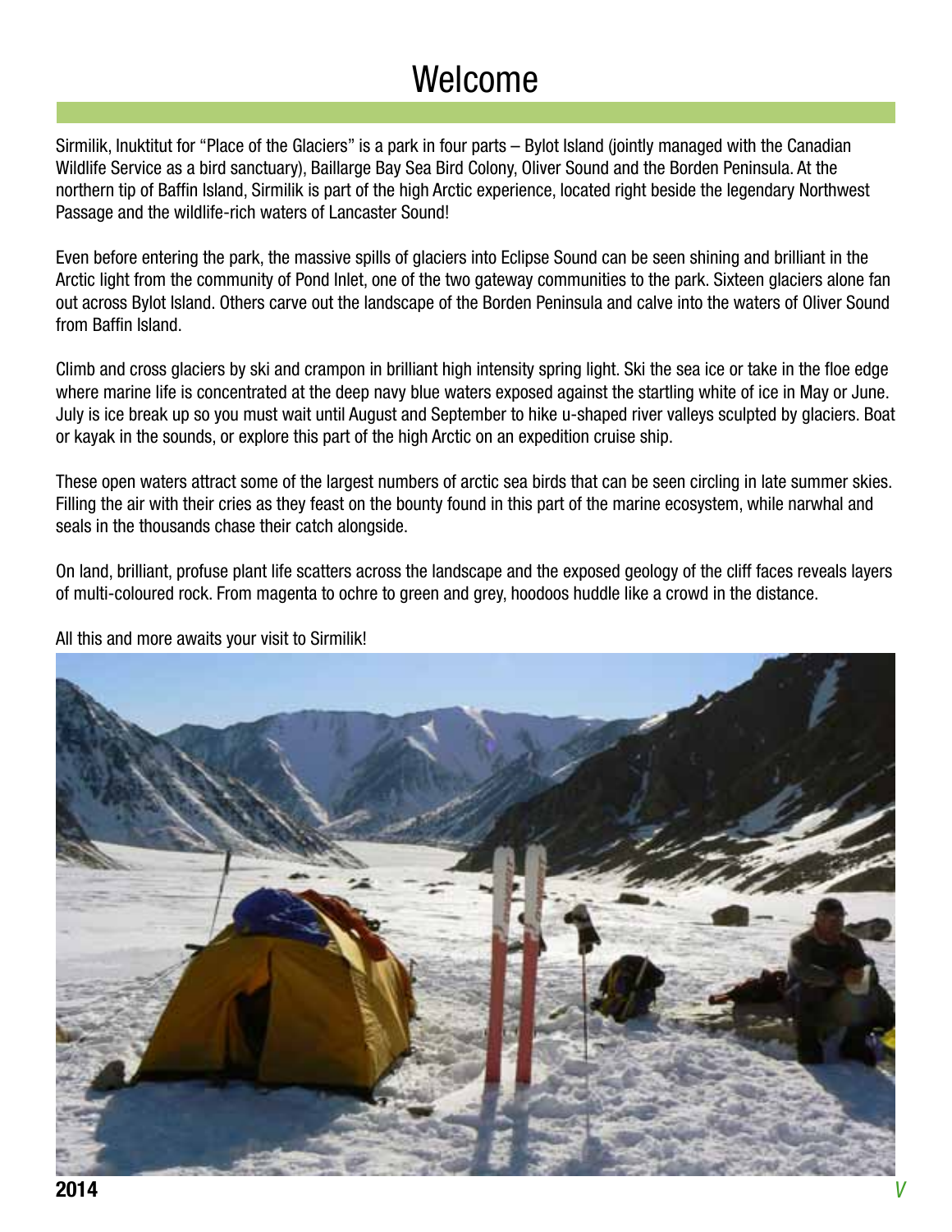# Welcome

Sirmilik, Inuktitut for "Place of the Glaciers" is a park in four parts – Bylot Island (jointly managed with the Canadian Wildlife Service as a bird sanctuary), Baillarge Bay Sea Bird Colony, Oliver Sound and the Borden Peninsula. At the northern tip of Baffin Island, Sirmilik is part of the high Arctic experience, located right beside the legendary Northwest Passage and the wildlife-rich waters of Lancaster Sound!

Even before entering the park, the massive spills of glaciers into Eclipse Sound can be seen shining and brilliant in the Arctic light from the community of Pond Inlet, one of the two gateway communities to the park. Sixteen glaciers alone fan out across Bylot Island. Others carve out the landscape of the Borden Peninsula and calve into the waters of Oliver Sound from Baffin Island.

Climb and cross glaciers by ski and crampon in brilliant high intensity spring light. Ski the sea ice or take in the floe edge where marine life is concentrated at the deep navy blue waters exposed against the startling white of ice in May or June. July is ice break up so you must wait until August and September to hike u-shaped river valleys sculpted by glaciers. Boat or kayak in the sounds, or explore this part of the high Arctic on an expedition cruise ship.

These open waters attract some of the largest numbers of arctic sea birds that can be seen circling in late summer skies. Filling the air with their cries as they feast on the bounty found in this part of the marine ecosystem, while narwhal and seals in the thousands chase their catch alongside.

On land, brilliant, profuse plant life scatters across the landscape and the exposed geology of the cliff faces reveals layers of multi-coloured rock. From magenta to ochre to green and grey, hoodoos huddle like a crowd in the distance.

All this and more awaits your visit to Sirmilik!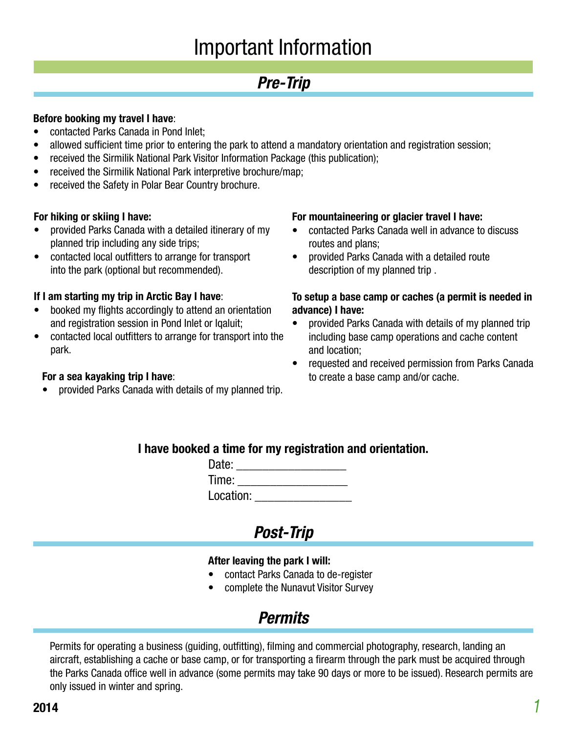# Important Information

## *Pre-Trip*

**Before booking my travel I have**:

- contacted Parks Canada in Pond Inlet;
- allowed sufficient time prior to entering the park to attend a mandatory orientation and registration session;
- received the Sirmilik National Park Visitor Information Package (this publication);
- received the Sirmilik National Park interpretive brochure/map;
- received the Safety in Polar Bear Country brochure.

**For hiking or skiing I have:**

- provided Parks Canada with a detailed itinerary of my planned trip including any side trips;
- contacted local outfitters to arrange for transport into the park (optional but recommended).

**If I am starting my trip in Arctic Bay I have**:

- booked my flights accordingly to attend an orientation and registration session in Pond Inlet or Iqaluit;
- contacted local outfitters to arrange for transport into the park.

**For a sea kayaking trip I have**:

- provided Parks Canada with details of my planned trip.

**For mountaineering or glacier travel I have:**

- contacted Parks Canada well in advance to discuss routes and plans;
- provided Parks Canada with a detailed route description of my planned trip .

**To setup a base camp or caches (a permit is needed in advance) I have:**

- provided Parks Canada with details of my planned trip including base camp operations and cache content and location;
- requested and received permission from Parks Canada to create a base camp and/or cache.

**I have booked a time for my registration and orientation.**

Date: _________________

Time: _________________

Location: _______________

## *Post-Trip*

**After leaving the park I will:**

- contact Parks Canada to de-register
- complete the Nunavut Visitor Survey

## *Permits*

Permits for operating a business (guiding, outfitting), filming and commercial photography, research, landing an aircraft, establishing a cache or base camp, or for transporting a firearm through the park must be acquired through the Parks Canada office well in advance (some permits may take 90 days or more to be issued). Research permits are only issued in winter and spring.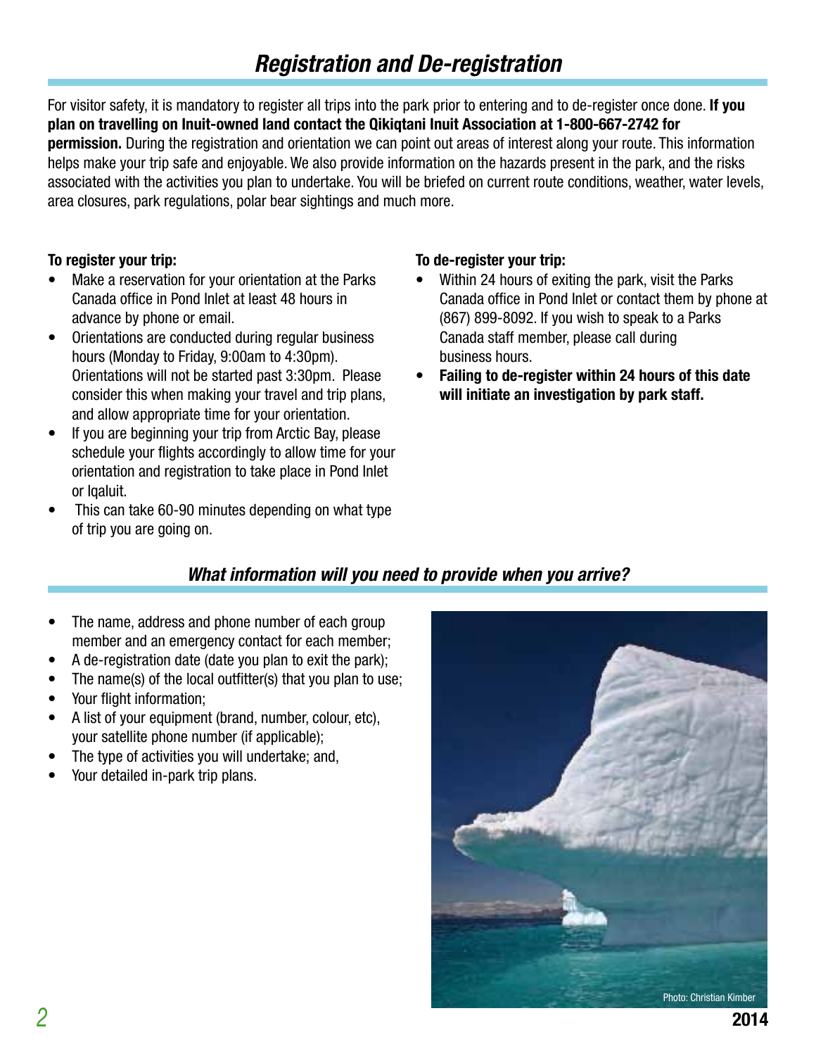## *Registration and De-registration*

For visitor safety, it is mandatory to register all trips into the park prior to entering and to de-register once done. **If you plan on travelling on Inuit-owned land contact the Qikiqtani Inuit Association at 1-800-667-2742 for permission.** During the registration and orientation we can point out areas of interest along your route. This information helps make your trip safe and enjoyable. We also provide information on the hazards present in the park, and the risks associated with the activities you plan to undertake. You will be briefed on current route conditions, weather, water levels, area closures, park regulations, polar bear sightings and much more.

**To register your trip:**

- Make a reservation for your orientation at the Parks Canada office in Pond Inlet at least 48 hours in advance by phone or email.
- Orientations are conducted during regular business hours (Monday to Friday, 9:00am to 4:30pm). Orientations will not be started past 3:30pm. Please consider this when making your travel and trip plans, and allow appropriate time for your orientation.
- If you are beginning your trip from Arctic Bay, please schedule your flights accordingly to allow time for your orientation and registration to take place in Pond Inlet or Iqaluit.
- This can take 60-90 minutes depending on what type of trip you are going on.

**To de-register your trip:**

- Within 24 hours of exiting the park, visit the Parks Canada office in Pond Inlet or contact them by phone at (867) 899-8092. If you wish to speak to a Parks Canada staff member, please call during business hours.
- **Failing to de-register within 24 hours of this date will initiate an investigation by park staff.**

### *What information will you need to provide when you arrive?*

- The name, address and phone number of each group member and an emergency contact for each member;
- A de-registration date (date you plan to exit the park);
- The name(s) of the local outfitter(s) that you plan to use;
- Your flight information;
- A list of your equipment (brand, number, colour, etc), your satellite phone number (if applicable);
- The type of activities you will undertake; and,
- Your detailed in-park trip plans.

Photo: Christian Kimber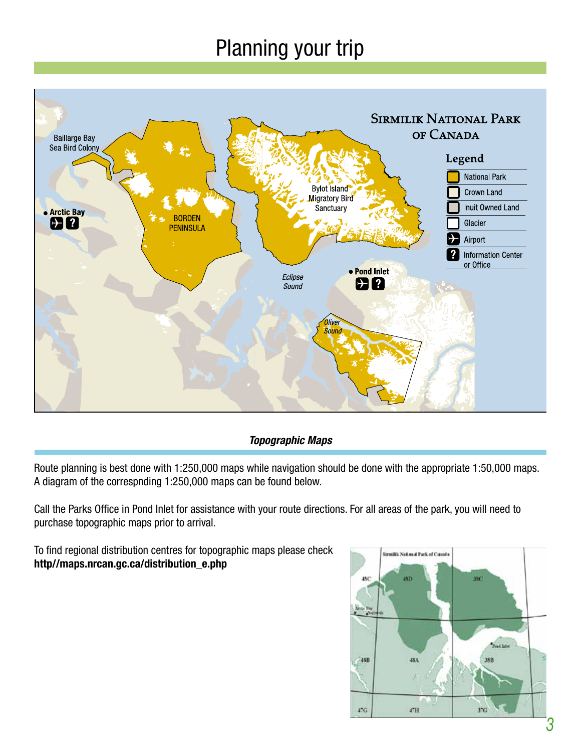# Planning your trip

## *Topographic Maps*

Route planning is best done with 1:250,000 maps while navigation should be done with the appropriate 1:50,000 maps. A diagram of the correspnding 1:250,000 maps can be found below.

Call the Parks Office in Pond Inlet for assistance with your route directions. For all areas of the park, you will need to purchase topographic maps prior to arrival.

To find regional distribution centres for topographic maps please check **http//maps.nrcan.gc.ca/distribution_e.php**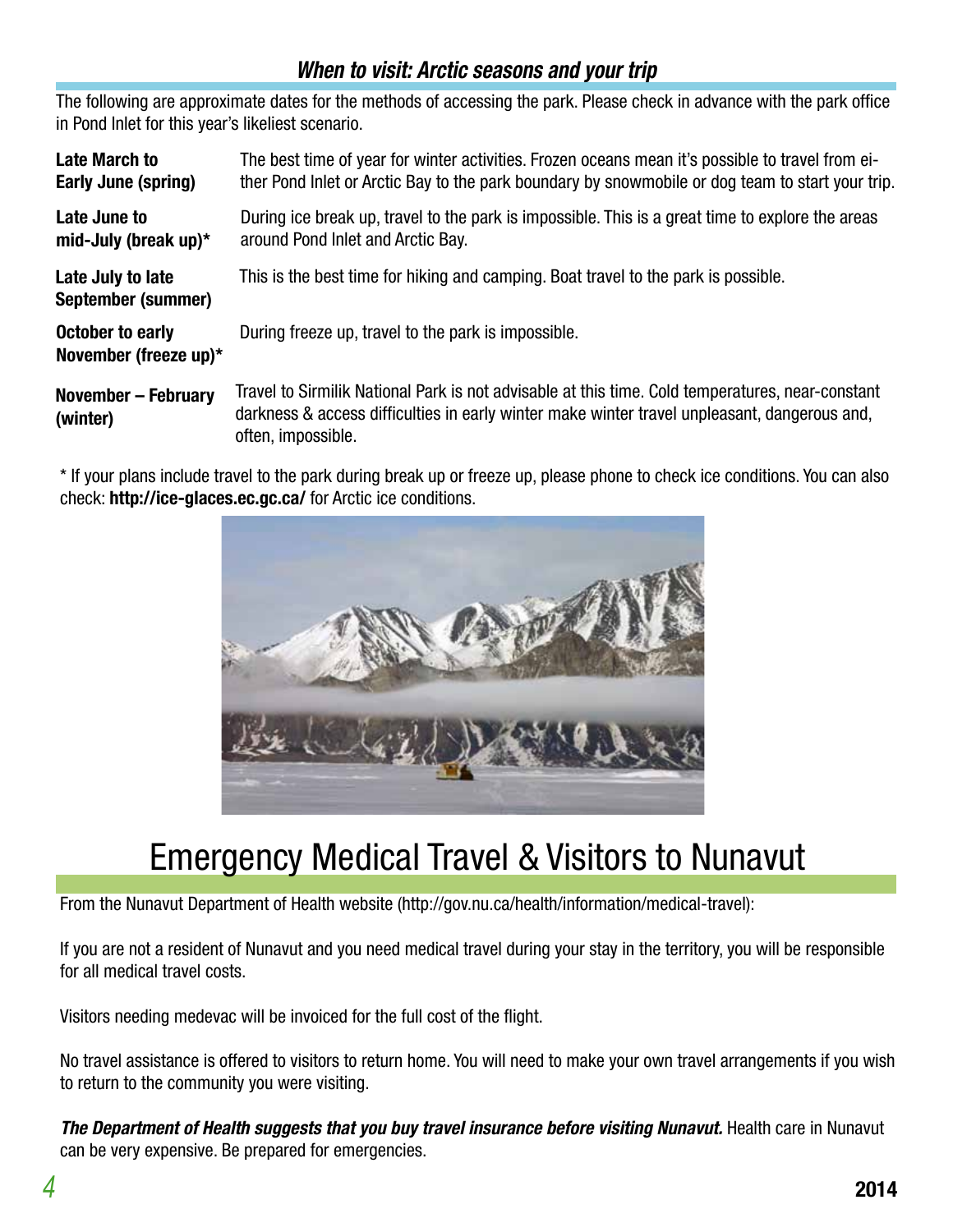### *When to visit: Arctic seasons and your trip*

The following are approximate dates for the methods of accessing the park. Please check in advance with the park office in Pond Inlet for this year's likeliest scenario.

| | |
|---|---|
| **Late March to Early June (spring)** | The best time of year for winter activities. Frozen oceans mean it's possible to travel from either Pond Inlet or Arctic Bay to the park boundary by snowmobile or dog team to start your trip. |
| **Late June to mid-July (break up)*** | During ice break up, travel to the park is impossible. This is a great time to explore the areas around Pond Inlet and Arctic Bay. |
| **Late July to late September (summer)** | This is the best time for hiking and camping. Boat travel to the park is possible. |
| **October to early November (freeze up)*** | During freeze up, travel to the park is impossible. |
| **November – February (winter)** | Travel to Sirmilik National Park is not advisable at this time. Cold temperatures, near-constant darkness & access difficulties in early winter make winter travel unpleasant, dangerous and, often, impossible. |

* If your plans include travel to the park during break up or freeze up, please phone to check ice conditions. You can also check: **http://ice-glaces.ec.gc.ca/** for Arctic ice conditions.

# Emergency Medical Travel & Visitors to Nunavut

From the Nunavut Department of Health website (http://gov.nu.ca/health/information/medical-travel):

If you are not a resident of Nunavut and you need medical travel during your stay in the territory, you will be responsible for all medical travel costs.

Visitors needing medevac will be invoiced for the full cost of the flight.

No travel assistance is offered to visitors to return home. You will need to make your own travel arrangements if you wish to return to the community you were visiting.

***The Department of Health suggests that you buy travel insurance before visiting Nunavut.*** Health care in Nunavut can be very expensive. Be prepared for emergencies.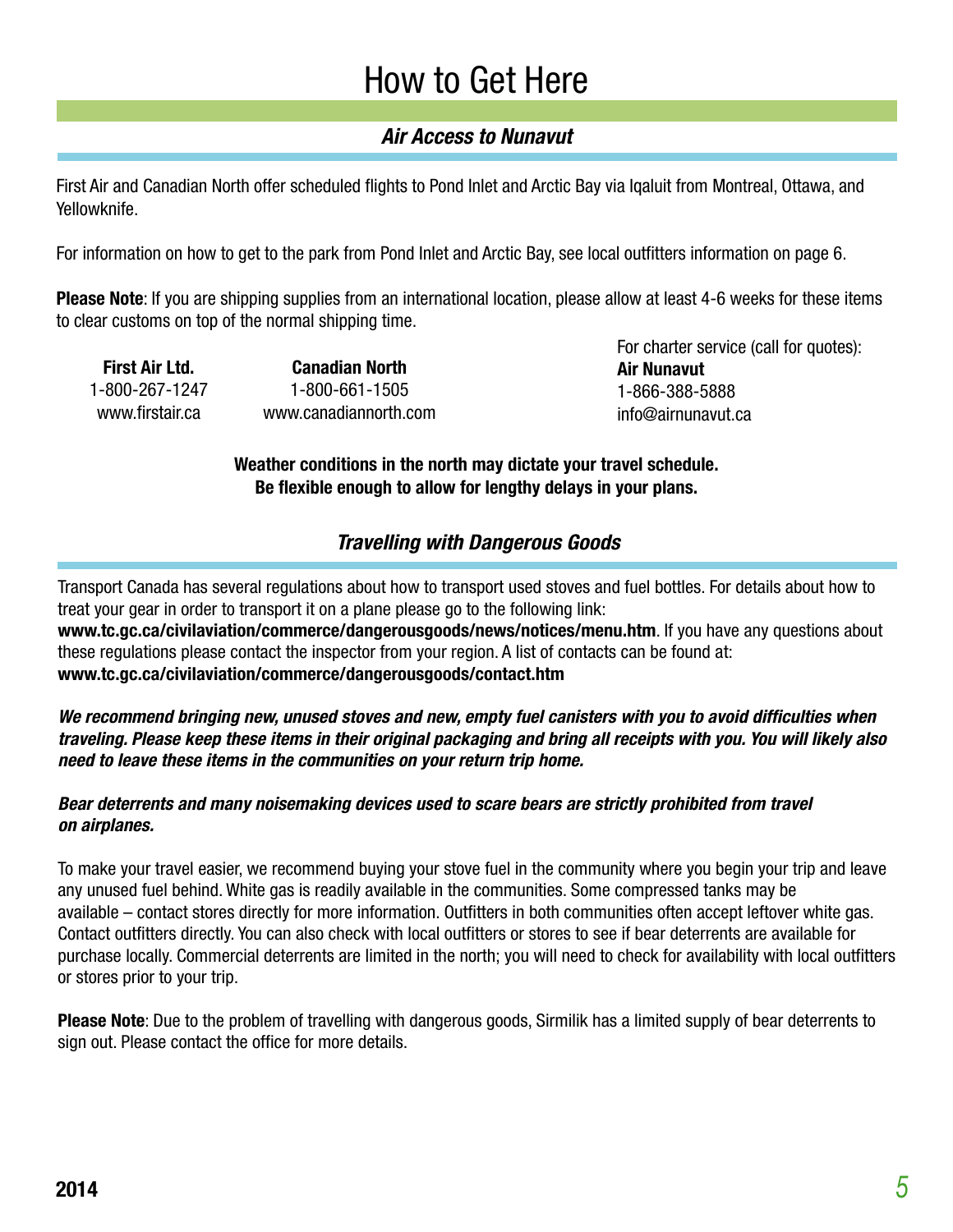# How to Get Here

## *Air Access to Nunavut*

First Air and Canadian North offer scheduled flights to Pond Inlet and Arctic Bay via Iqaluit from Montreal, Ottawa, and Yellowknife.

For information on how to get to the park from Pond Inlet and Arctic Bay, see local outfitters information on page 6.

**Please Note**: If you are shipping supplies from an international location, please allow at least 4-6 weeks for these items to clear customs on top of the normal shipping time.

**First Air Ltd.**
1-800-267-1247
www.firstair.ca

**Canadian North**
1-800-661-1505
www.canadiannorth.com

For charter service (call for quotes):
**Air Nunavut**
1-866-388-5888
info@airnunavut.ca

**Weather conditions in the north may dictate your travel schedule.**
**Be flexible enough to allow for lengthy delays in your plans.**

## *Travelling with Dangerous Goods*

Transport Canada has several regulations about how to transport used stoves and fuel bottles. For details about how to treat your gear in order to transport it on a plane please go to the following link:
**www.tc.gc.ca/civilaviation/commerce/dangerousgoods/news/notices/menu.htm**. If you have any questions about these regulations please contact the inspector from your region. A list of contacts can be found at:
**www.tc.gc.ca/civilaviation/commerce/dangerousgoods/contact.htm**

***We recommend bringing new, unused stoves and new, empty fuel canisters with you to avoid difficulties when traveling. Please keep these items in their original packaging and bring all receipts with you. You will likely also need to leave these items in the communities on your return trip home.***

***Bear deterrents and many noisemaking devices used to scare bears are strictly prohibited from travel on airplanes.***

To make your travel easier, we recommend buying your stove fuel in the community where you begin your trip and leave any unused fuel behind. White gas is readily available in the communities. Some compressed tanks may be available – contact stores directly for more information. Outfitters in both communities often accept leftover white gas. Contact outfitters directly. You can also check with local outfitters or stores to see if bear deterrents are available for purchase locally. Commercial deterrents are limited in the north; you will need to check for availability with local outfitters or stores prior to your trip.

**Please Note**: Due to the problem of travelling with dangerous goods, Sirmilik has a limited supply of bear deterrents to sign out. Please contact the office for more details.

**2014**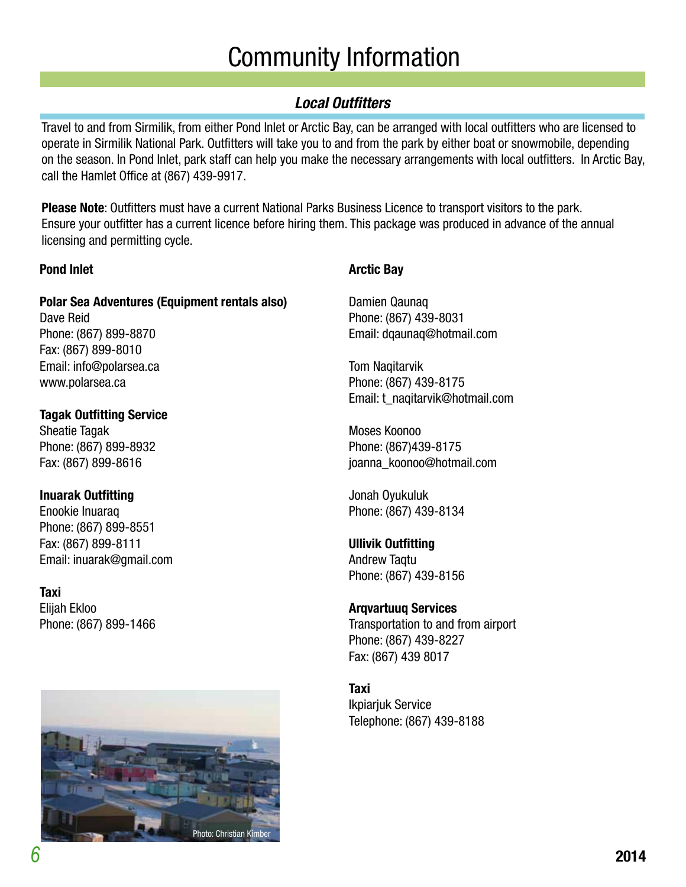# Community Information

## *Local Outfitters*

Travel to and from Sirmilik, from either Pond Inlet or Arctic Bay, can be arranged with local outfitters who are licensed to operate in Sirmilik National Park. Outfitters will take you to and from the park by either boat or snowmobile, depending on the season. In Pond Inlet, park staff can help you make the necessary arrangements with local outfitters. In Arctic Bay, call the Hamlet Office at (867) 439-9917.

**Please Note**: Outfitters must have a current National Parks Business Licence to transport visitors to the park. Ensure your outfitter has a current licence before hiring them. This package was produced in advance of the annual licensing and permitting cycle.

**Pond Inlet**

**Polar Sea Adventures (Equipment rentals also)**
Dave Reid
Phone: (867) 899-8870
Fax: (867) 899-8010
Email: info@polarsea.ca
www.polarsea.ca

**Tagak Outfitting Service**
Sheatie Tagak
Phone: (867) 899-8932
Fax: (867) 899-8616

**Inuarak Outfitting**
Enookie Inuaraq
Phone: (867) 899-8551
Fax: (867) 899-8111
Email: inuarak@gmail.com

**Taxi**
Elijah Ekloo
Phone: (867) 899-1466

Photo: Christian Kimber

**Arctic Bay**

Damien Qaunaq
Phone: (867) 439-8031
Email: dqaunaq@hotmail.com

Tom Naqitarvik
Phone: (867) 439-8175
Email: t_naqitarvik@hotmail.com

Moses Koonoo
Phone: (867)439-8175
joanna_koonoo@hotmail.com

Jonah Oyukuluk
Phone: (867) 439-8134

**Ullivik Outfitting**
Andrew Taqtu
Phone: (867) 439-8156

**Arqvartuuq Services**
Transportation to and from airport
Phone: (867) 439-8227
Fax: (867) 439 8017

**Taxi**
Ikpiarjuk Service
Telephone: (867) 439-8188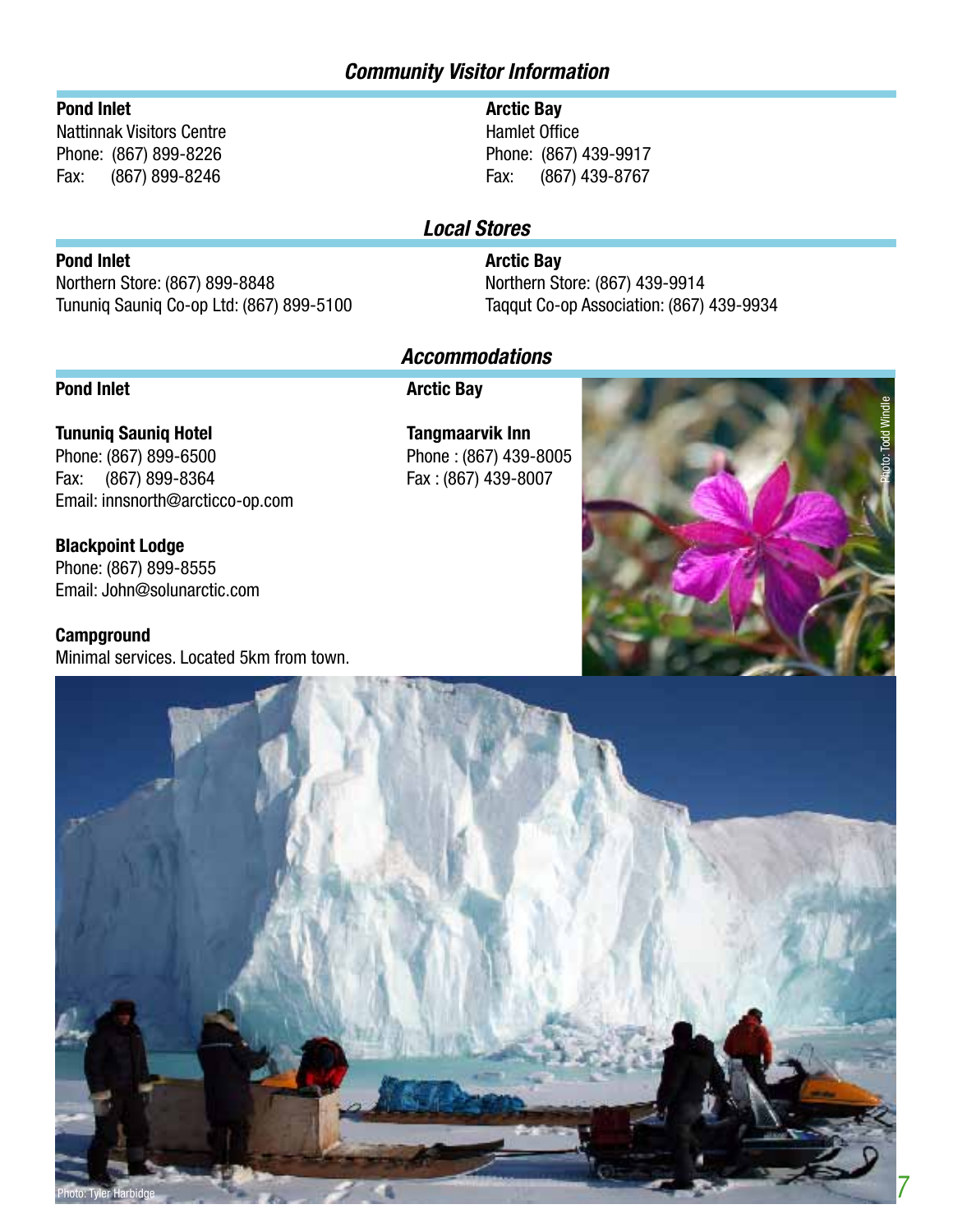## Community Visitor Information

**Pond Inlet**
Nattinnak Visitors Centre
Phone: (867) 899-8226
Fax: (867) 899-8246

**Arctic Bay**
Hamlet Office
Phone: (867) 439-9917
Fax: (867) 439-8767

## Local Stores

**Pond Inlet**
Northern Store: (867) 899-8848
Tununiq Sauniq Co-op Ltd: (867) 899-5100

**Arctic Bay**
Northern Store: (867) 439-9914
Taqqut Co-op Association: (867) 439-9934

## Accommodations

**Pond Inlet**

**Tununiq Sauniq Hotel**
Phone: (867) 899-6500
Fax: (867) 899-8364
Email: innsnorth@arcticco-op.com

**Blackpoint Lodge**
Phone: (867) 899-8555
Email: John@solunarctic.com

**Campground**
Minimal services. Located 5km from town.

**Arctic Bay**

**Tangmaarvik Inn**
Phone : (867) 439-8005
Fax : (867) 439-8007

Photo: Todd Windle

Photo: Tyler Harbidge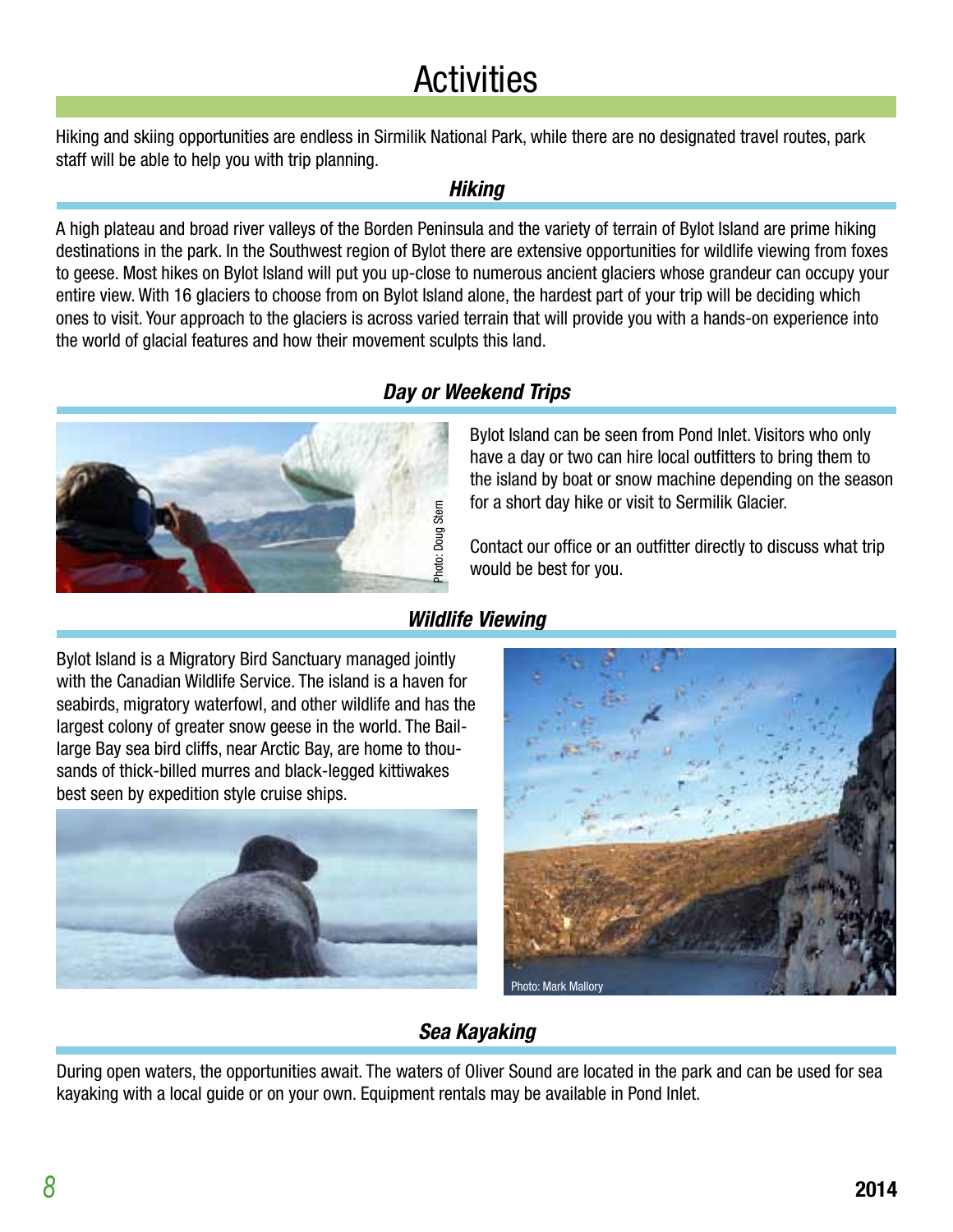# Activities

Hiking and skiing opportunities are endless in Sirmilik National Park, while there are no designated travel routes, park staff will be able to help you with trip planning.

## *Hiking*

A high plateau and broad river valleys of the Borden Peninsula and the variety of terrain of Bylot Island are prime hiking destinations in the park. In the Southwest region of Bylot there are extensive opportunities for wildlife viewing from foxes to geese. Most hikes on Bylot Island will put you up-close to numerous ancient glaciers whose grandeur can occupy your entire view. With 16 glaciers to choose from on Bylot Island alone, the hardest part of your trip will be deciding which ones to visit. Your approach to the glaciers is across varied terrain that will provide you with a hands-on experience into the world of glacial features and how their movement sculpts this land.

## *Day or Weekend Trips*

Photo: Doug Stern

Bylot Island can be seen from Pond Inlet. Visitors who only have a day or two can hire local outfitters to bring them to the island by boat or snow machine depending on the season for a short day hike or visit to Sermilik Glacier.

Contact our office or an outfitter directly to discuss what trip would be best for you.

## *Wildlife Viewing*

Bylot Island is a Migratory Bird Sanctuary managed jointly with the Canadian Wildlife Service. The island is a haven for seabirds, migratory waterfowl, and other wildlife and has the largest colony of greater snow geese in the world. The Baillarge Bay sea bird cliffs, near Arctic Bay, are home to thousands of thick-billed murres and black-legged kittiwakes best seen by expedition style cruise ships.

Photo: Mark Mallory

## *Sea Kayaking*

During open waters, the opportunities await. The waters of Oliver Sound are located in the park and can be used for sea kayaking with a local guide or on your own. Equipment rentals may be available in Pond Inlet.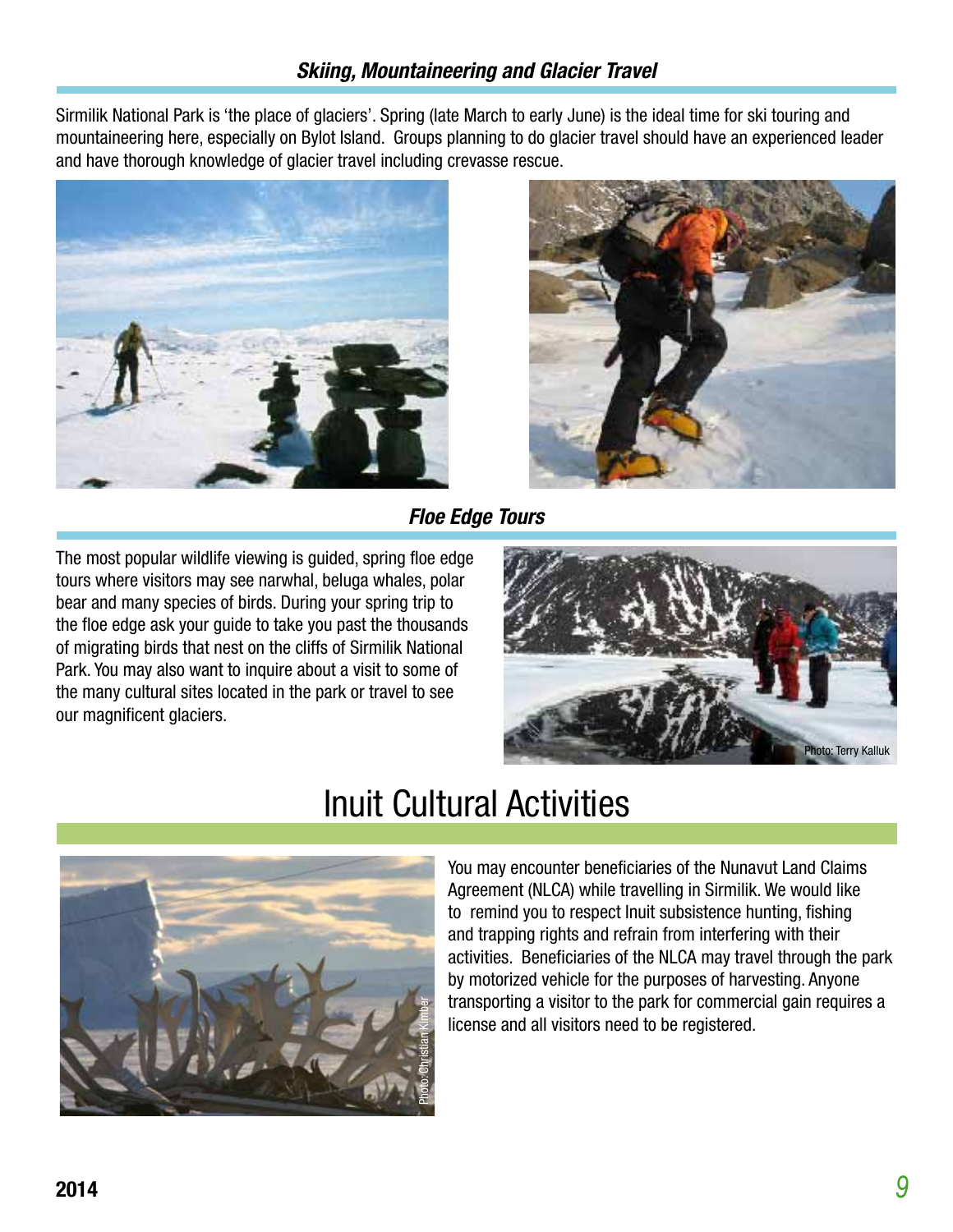### *Skiing, Mountaineering and Glacier Travel*

Sirmilik National Park is 'the place of glaciers'. Spring (late March to early June) is the ideal time for ski touring and mountaineering here, especially on Bylot Island. Groups planning to do glacier travel should have an experienced leader and have thorough knowledge of glacier travel including crevasse rescue.

### *Floe Edge Tours*

The most popular wildlife viewing is guided, spring floe edge tours where visitors may see narwhal, beluga whales, polar bear and many species of birds. During your spring trip to the floe edge ask your guide to take you past the thousands of migrating birds that nest on the cliffs of Sirmilik National Park. You may also want to inquire about a visit to some of the many cultural sites located in the park or travel to see our magnificent glaciers.

Photo: Terry Kalluk

## Inuit Cultural Activities

Photo: Christian Kimber

You may encounter beneficiaries of the Nunavut Land Claims Agreement (NLCA) while travelling in Sirmilik. We would like to remind you to respect Inuit subsistence hunting, fishing and trapping rights and refrain from interfering with their activities. Beneficiaries of the NLCA may travel through the park by motorized vehicle for the purposes of harvesting. Anyone transporting a visitor to the park for commercial gain requires a license and all visitors need to be registered.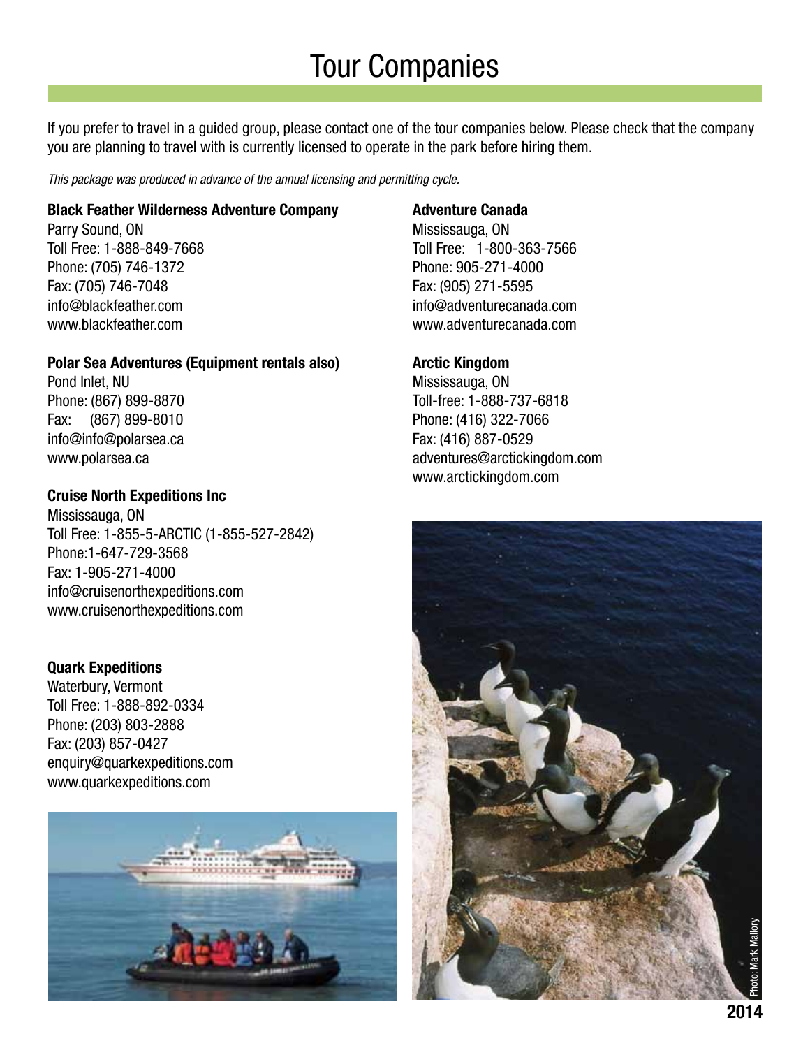# Tour Companies

If you prefer to travel in a guided group, please contact one of the tour companies below. Please check that the company you are planning to travel with is currently licensed to operate in the park before hiring them.

*This package was produced in advance of the annual licensing and permitting cycle.*

**Black Feather Wilderness Adventure Company**
Parry Sound, ON
Toll Free: 1-888-849-7668
Phone: (705) 746-1372
Fax: (705) 746-7048
info@blackfeather.com
www.blackfeather.com

**Polar Sea Adventures (Equipment rentals also)**
Pond Inlet, NU
Phone: (867) 899-8870
Fax: (867) 899-8010
info@info@polarsea.ca
www.polarsea.ca

**Cruise North Expeditions Inc**
Mississauga, ON
Toll Free: 1-855-5-ARCTIC (1-855-527-2842)
Phone:1-647-729-3568
Fax: 1-905-271-4000
info@cruisenorthexpeditions.com
www.cruisenorthexpeditions.com

**Quark Expeditions**
Waterbury, Vermont
Toll Free: 1-888-892-0334
Phone: (203) 803-2888
Fax: (203) 857-0427
enquiry@quarkexpeditions.com
www.quarkexpeditions.com

**Adventure Canada**
Mississauga, ON
Toll Free: 1-800-363-7566
Phone: 905-271-4000
Fax: (905) 271-5595
info@adventurecanada.com
www.adventurecanada.com

**Arctic Kingdom**
Mississauga, ON
Toll-free: 1-888-737-6818
Phone: (416) 322-7066
Fax: (416) 887-0529
adventures@arctickingdom.com
www.arctickingdom.com

Photo: Mark Mallory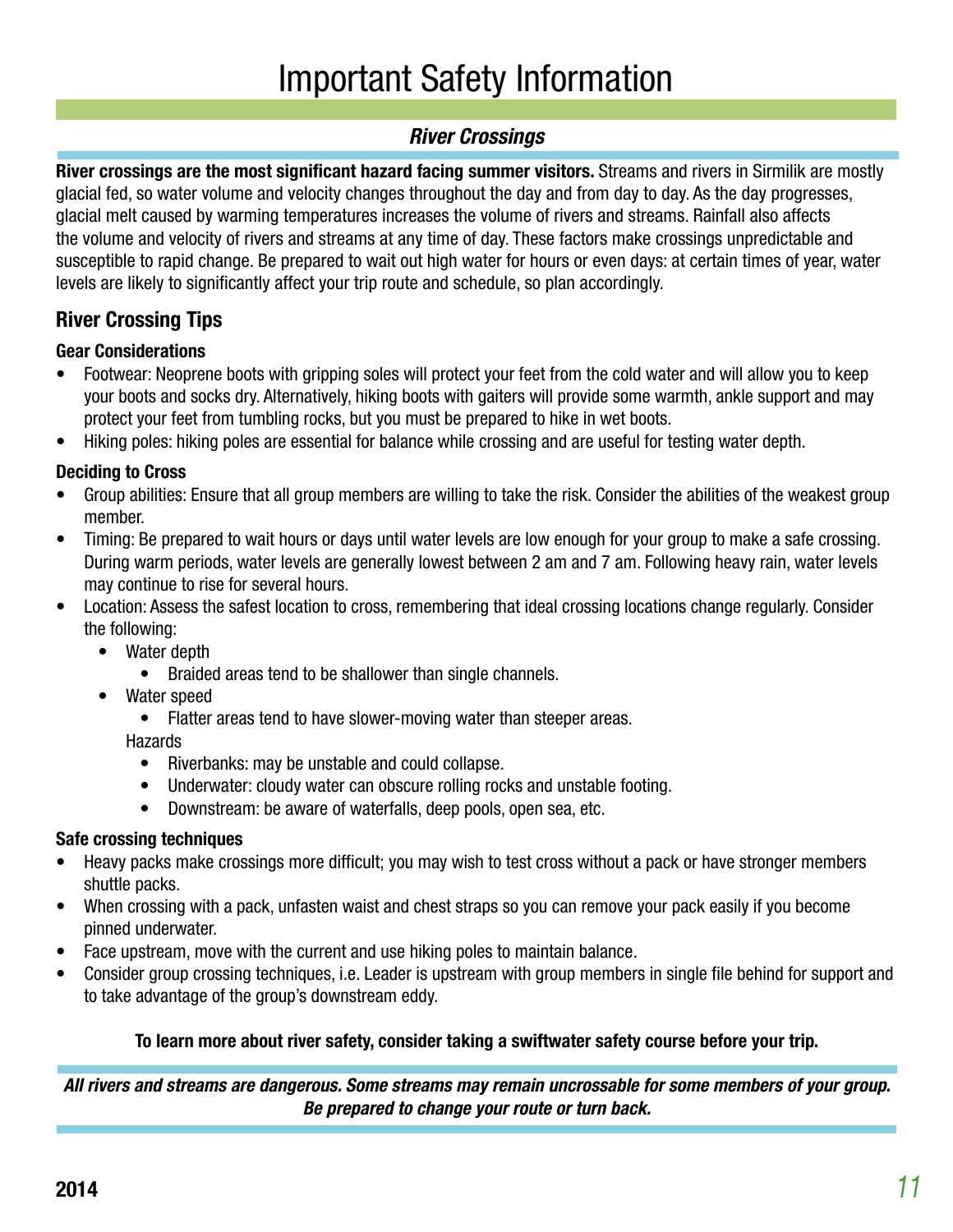# Important Safety Information

## *River Crossings*

**River crossings are the most significant hazard facing summer visitors.** Streams and rivers in Sirmilik are mostly glacial fed, so water volume and velocity changes throughout the day and from day to day. As the day progresses, glacial melt caused by warming temperatures increases the volume of rivers and streams. Rainfall also affects the volume and velocity of rivers and streams at any time of day. These factors make crossings unpredictable and susceptible to rapid change. Be prepared to wait out high water for hours or even days: at certain times of year, water levels are likely to significantly affect your trip route and schedule, so plan accordingly.

### River Crossing Tips

#### Gear Considerations

- Footwear: Neoprene boots with gripping soles will protect your feet from the cold water and will allow you to keep your boots and socks dry. Alternatively, hiking boots with gaiters will provide some warmth, ankle support and may protect your feet from tumbling rocks, but you must be prepared to hike in wet boots.
- Hiking poles: hiking poles are essential for balance while crossing and are useful for testing water depth.

#### Deciding to Cross

- Group abilities: Ensure that all group members are willing to take the risk. Consider the abilities of the weakest group member.
- Timing: Be prepared to wait hours or days until water levels are low enough for your group to make a safe crossing. During warm periods, water levels are generally lowest between 2 am and 7 am. Following heavy rain, water levels may continue to rise for several hours.
- Location: Assess the safest location to cross, remembering that ideal crossing locations change regularly. Consider the following:
  - Water depth
    - Braided areas tend to be shallower than single channels.
  - Water speed
    - Flatter areas tend to have slower-moving water than steeper areas.
  
  Hazards
    - Riverbanks: may be unstable and could collapse.
    - Underwater: cloudy water can obscure rolling rocks and unstable footing.
    - Downstream: be aware of waterfalls, deep pools, open sea, etc.

#### Safe crossing techniques

- Heavy packs make crossings more difficult; you may wish to test cross without a pack or have stronger members shuttle packs.
- When crossing with a pack, unfasten waist and chest straps so you can remove your pack easily if you become pinned underwater.
- Face upstream, move with the current and use hiking poles to maintain balance.
- Consider group crossing techniques, i.e. Leader is upstream with group members in single file behind for support and to take advantage of the group's downstream eddy.

**To learn more about river safety, consider taking a swiftwater safety course before your trip.**

***All rivers and streams are dangerous. Some streams may remain uncrossable for some members of your group. Be prepared to change your route or turn back.***

2014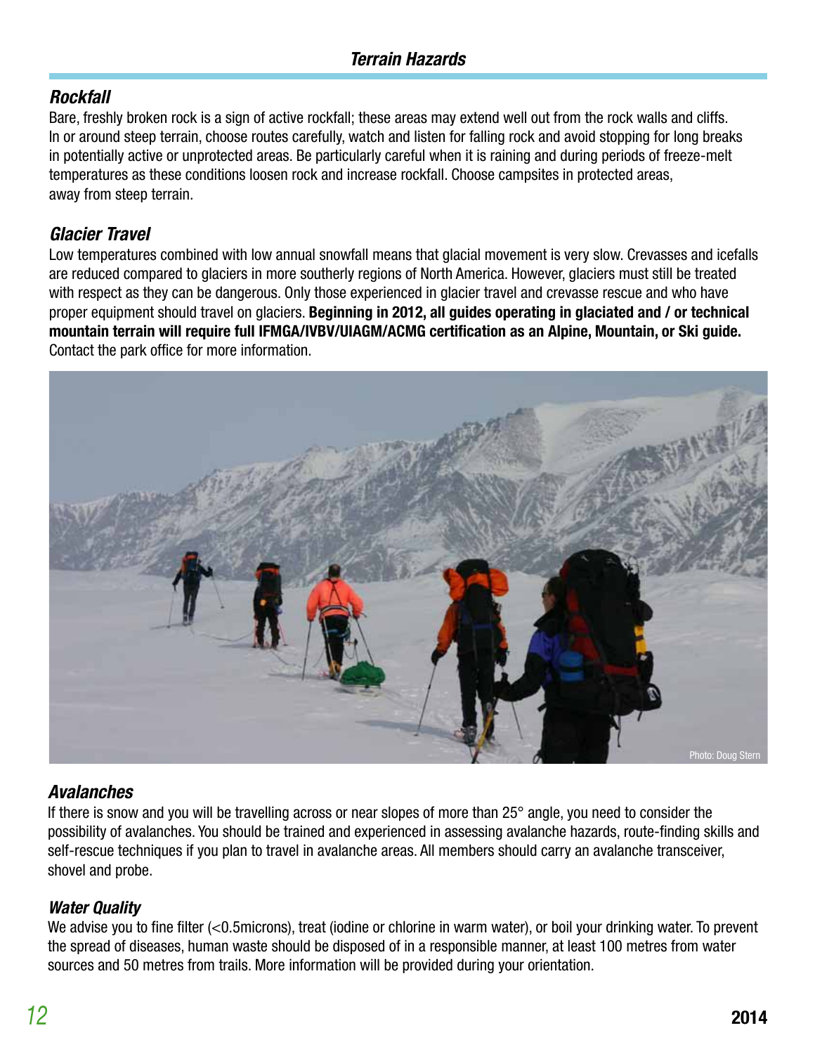## *Terrain Hazards*

### *Rockfall*

Bare, freshly broken rock is a sign of active rockfall; these areas may extend well out from the rock walls and cliffs. In or around steep terrain, choose routes carefully, watch and listen for falling rock and avoid stopping for long breaks in potentially active or unprotected areas. Be particularly careful when it is raining and during periods of freeze-melt temperatures as these conditions loosen rock and increase rockfall. Choose campsites in protected areas, away from steep terrain.

### *Glacier Travel*

Low temperatures combined with low annual snowfall means that glacial movement is very slow. Crevasses and icefalls are reduced compared to glaciers in more southerly regions of North America. However, glaciers must still be treated with respect as they can be dangerous. Only those experienced in glacier travel and crevasse rescue and who have proper equipment should travel on glaciers. **Beginning in 2012, all guides operating in glaciated and / or technical mountain terrain will require full IFMGA/IVBV/UIAGM/ACMG certification as an Alpine, Mountain, or Ski guide.** Contact the park office for more information.

Photo: Doug Stern

### *Avalanches*

If there is snow and you will be travelling across or near slopes of more than 25° angle, you need to consider the possibility of avalanches. You should be trained and experienced in assessing avalanche hazards, route-finding skills and self-rescue techniques if you plan to travel in avalanche areas. All members should carry an avalanche transceiver, shovel and probe.

### *Water Quality*

We advise you to fine filter (<0.5microns), treat (iodine or chlorine in warm water), or boil your drinking water. To prevent the spread of diseases, human waste should be disposed of in a responsible manner, at least 100 metres from water sources and 50 metres from trails. More information will be provided during your orientation.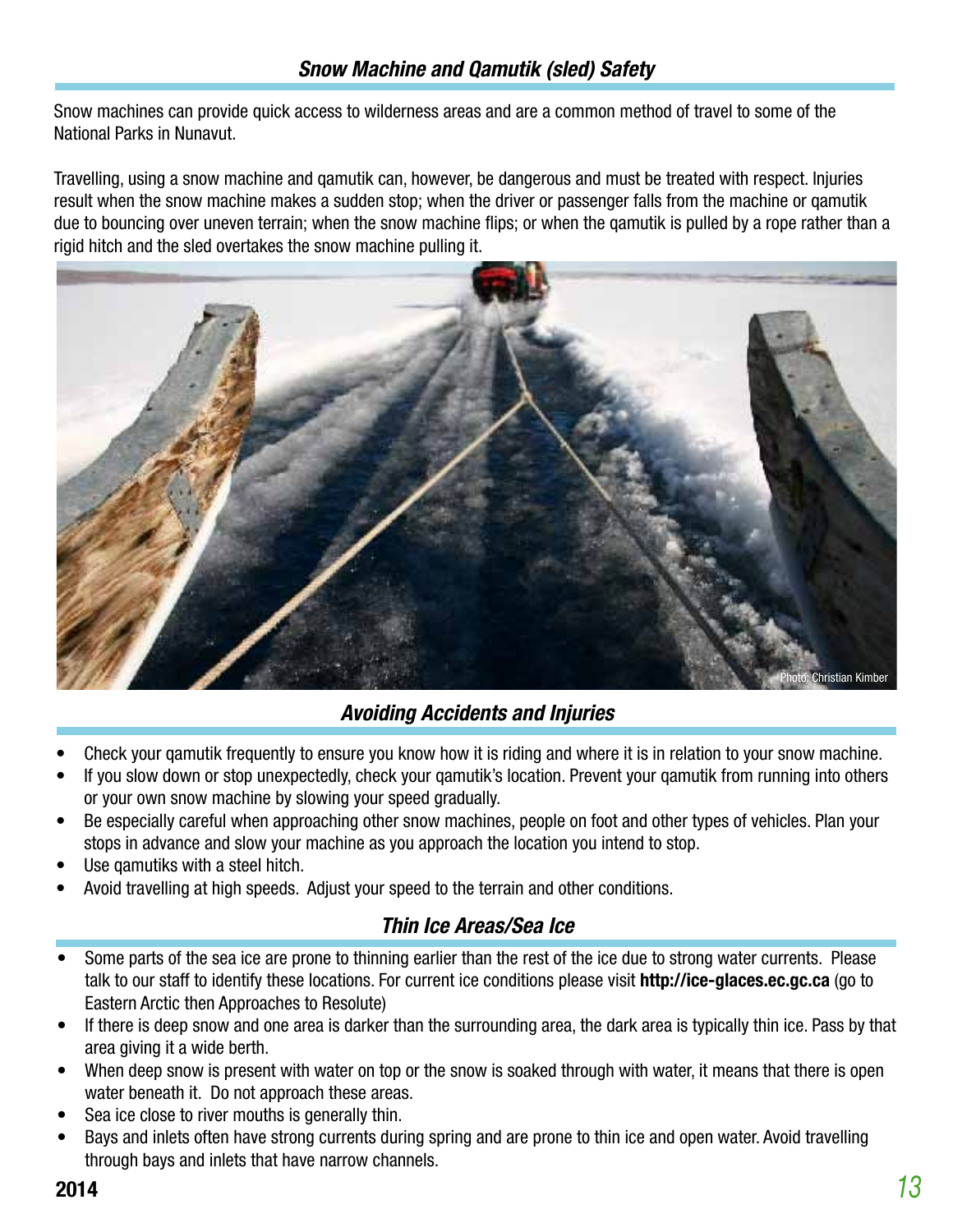## *Snow Machine and Qamutik (sled) Safety*

Snow machines can provide quick access to wilderness areas and are a common method of travel to some of the National Parks in Nunavut.

Travelling, using a snow machine and qamutik can, however, be dangerous and must be treated with respect. Injuries result when the snow machine makes a sudden stop; when the driver or passenger falls from the machine or qamutik due to bouncing over uneven terrain; when the snow machine flips; or when the qamutik is pulled by a rope rather than a rigid hitch and the sled overtakes the snow machine pulling it.

Photo: Christian Kimber

## *Avoiding Accidents and Injuries*

- Check your qamutik frequently to ensure you know how it is riding and where it is in relation to your snow machine.
- If you slow down or stop unexpectedly, check your qamutik's location. Prevent your qamutik from running into others or your own snow machine by slowing your speed gradually.
- Be especially careful when approaching other snow machines, people on foot and other types of vehicles. Plan your stops in advance and slow your machine as you approach the location you intend to stop.
- Use qamutiks with a steel hitch.
- Avoid travelling at high speeds. Adjust your speed to the terrain and other conditions.

## *Thin Ice Areas/Sea Ice*

- Some parts of the sea ice are prone to thinning earlier than the rest of the ice due to strong water currents. Please talk to our staff to identify these locations. For current ice conditions please visit **http://ice-glaces.ec.gc.ca** (go to Eastern Arctic then Approaches to Resolute)
- If there is deep snow and one area is darker than the surrounding area, the dark area is typically thin ice. Pass by that area giving it a wide berth.
- When deep snow is present with water on top or the snow is soaked through with water, it means that there is open water beneath it. Do not approach these areas.
- Sea ice close to river mouths is generally thin.
- Bays and inlets often have strong currents during spring and are prone to thin ice and open water. Avoid travelling through bays and inlets that have narrow channels.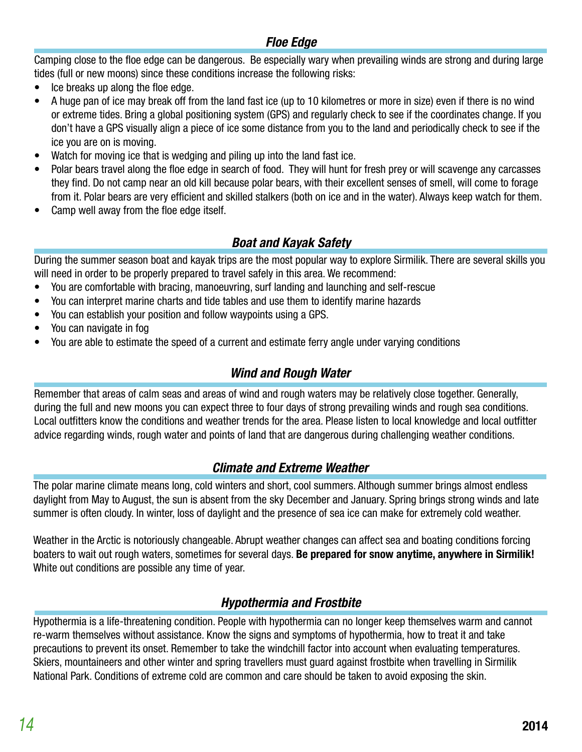### *Floe Edge*

Camping close to the floe edge can be dangerous. Be especially wary when prevailing winds are strong and during large tides (full or new moons) since these conditions increase the following risks:

- Ice breaks up along the floe edge.
- A huge pan of ice may break off from the land fast ice (up to 10 kilometres or more in size) even if there is no wind or extreme tides. Bring a global positioning system (GPS) and regularly check to see if the coordinates change. If you don't have a GPS visually align a piece of ice some distance from you to the land and periodically check to see if the ice you are on is moving.
- Watch for moving ice that is wedging and piling up into the land fast ice.
- Polar bears travel along the floe edge in search of food. They will hunt for fresh prey or will scavenge any carcasses they find. Do not camp near an old kill because polar bears, with their excellent senses of smell, will come to forage from it. Polar bears are very efficient and skilled stalkers (both on ice and in the water). Always keep watch for them.
- Camp well away from the floe edge itself.

### *Boat and Kayak Safety*

During the summer season boat and kayak trips are the most popular way to explore Sirmilik. There are several skills you will need in order to be properly prepared to travel safely in this area. We recommend:

- You are comfortable with bracing, manoeuvring, surf landing and launching and self-rescue
- You can interpret marine charts and tide tables and use them to identify marine hazards
- You can establish your position and follow waypoints using a GPS.
- You can navigate in fog
- You are able to estimate the speed of a current and estimate ferry angle under varying conditions

### *Wind and Rough Water*

Remember that areas of calm seas and areas of wind and rough waters may be relatively close together. Generally, during the full and new moons you can expect three to four days of strong prevailing winds and rough sea conditions. Local outfitters know the conditions and weather trends for the area. Please listen to local knowledge and local outfitter advice regarding winds, rough water and points of land that are dangerous during challenging weather conditions.

### *Climate and Extreme Weather*

The polar marine climate means long, cold winters and short, cool summers. Although summer brings almost endless daylight from May to August, the sun is absent from the sky December and January. Spring brings strong winds and late summer is often cloudy. In winter, loss of daylight and the presence of sea ice can make for extremely cold weather.

Weather in the Arctic is notoriously changeable. Abrupt weather changes can affect sea and boating conditions forcing boaters to wait out rough waters, sometimes for several days. **Be prepared for snow anytime, anywhere in Sirmilik!** White out conditions are possible any time of year.

### *Hypothermia and Frostbite*

Hypothermia is a life-threatening condition. People with hypothermia can no longer keep themselves warm and cannot re-warm themselves without assistance. Know the signs and symptoms of hypothermia, how to treat it and take precautions to prevent its onset. Remember to take the windchill factor into account when evaluating temperatures. Skiers, mountaineers and other winter and spring travellers must guard against frostbite when travelling in Sirmilik National Park. Conditions of extreme cold are common and care should be taken to avoid exposing the skin.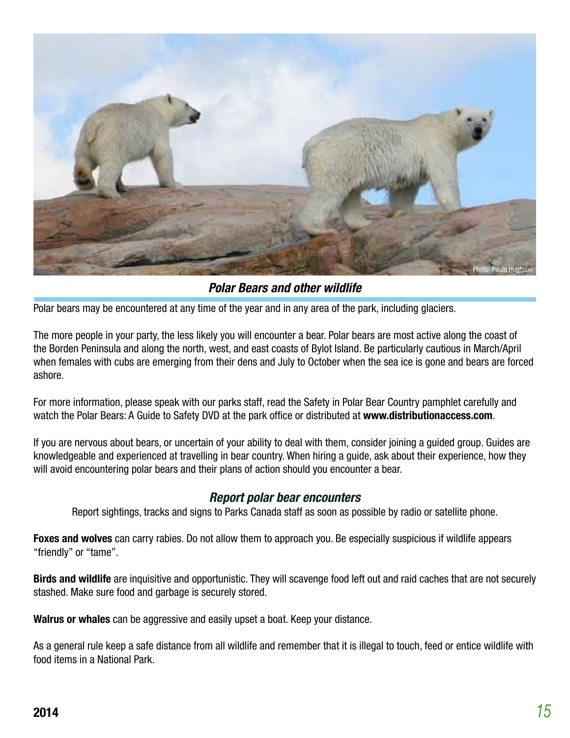Photo: Paula Hughson

## *Polar Bears and other wildlife*

Polar bears may be encountered at any time of the year and in any area of the park, including glaciers.

The more people in your party, the less likely you will encounter a bear. Polar bears are most active along the coast of the Borden Peninsula and along the north, west, and east coasts of Bylot Island. Be particularly cautious in March/April when females with cubs are emerging from their dens and July to October when the sea ice is gone and bears are forced ashore.

For more information, please speak with our parks staff, read the Safety in Polar Bear Country pamphlet carefully and watch the Polar Bears: A Guide to Safety DVD at the park office or distributed at **www.distributionaccess.com**.

If you are nervous about bears, or uncertain of your ability to deal with them, consider joining a guided group. Guides are knowledgeable and experienced at travelling in bear country. When hiring a guide, ask about their experience, how they will avoid encountering polar bears and their plans of action should you encounter a bear.

### *Report polar bear encounters*

Report sightings, tracks and signs to Parks Canada staff as soon as possible by radio or satellite phone.

**Foxes and wolves** can carry rabies. Do not allow them to approach you. Be especially suspicious if wildlife appears “friendly” or “tame”.

**Birds and wildlife** are inquisitive and opportunistic. They will scavenge food left out and raid caches that are not securely stashed. Make sure food and garbage is securely stored.

**Walrus or whales** can be aggressive and easily upset a boat. Keep your distance.

As a general rule keep a safe distance from all wildlife and remember that it is illegal to touch, feed or entice wildlife with food items in a National Park.

**2014**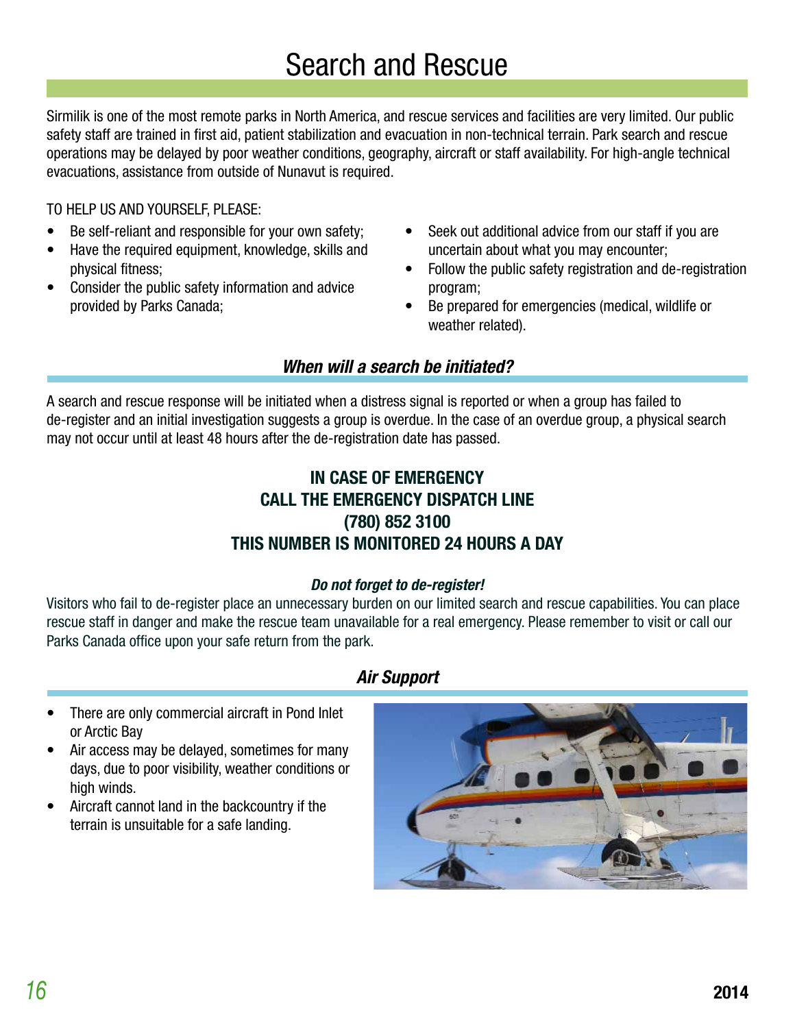# Search and Rescue

Sirmilik is one of the most remote parks in North America, and rescue services and facilities are very limited. Our public safety staff are trained in first aid, patient stabilization and evacuation in non-technical terrain. Park search and rescue operations may be delayed by poor weather conditions, geography, aircraft or staff availability. For high-angle technical evacuations, assistance from outside of Nunavut is required.

TO HELP US AND YOURSELF, PLEASE:

- Be self-reliant and responsible for your own safety;
- Have the required equipment, knowledge, skills and physical fitness;
- Consider the public safety information and advice provided by Parks Canada;
- Seek out additional advice from our staff if you are uncertain about what you may encounter;
- Follow the public safety registration and de-registration program;
- Be prepared for emergencies (medical, wildlife or weather related).

## *When will a search be initiated?*

A search and rescue response will be initiated when a distress signal is reported or when a group has failed to de-register and an initial investigation suggests a group is overdue. In the case of an overdue group, a physical search may not occur until at least 48 hours after the de-registration date has passed.

**IN CASE OF EMERGENCY**
**CALL THE EMERGENCY DISPATCH LINE**
**(780) 852 3100**
**THIS NUMBER IS MONITORED 24 HOURS A DAY**

***Do not forget to de-register!***

Visitors who fail to de-register place an unnecessary burden on our limited search and rescue capabilities. You can place rescue staff in danger and make the rescue team unavailable for a real emergency. Please remember to visit or call our Parks Canada office upon your safe return from the park.

## *Air Support*

- There are only commercial aircraft in Pond Inlet or Arctic Bay
- Air access may be delayed, sometimes for many days, due to poor visibility, weather conditions or high winds.
- Aircraft cannot land in the backcountry if the terrain is unsuitable for a safe landing.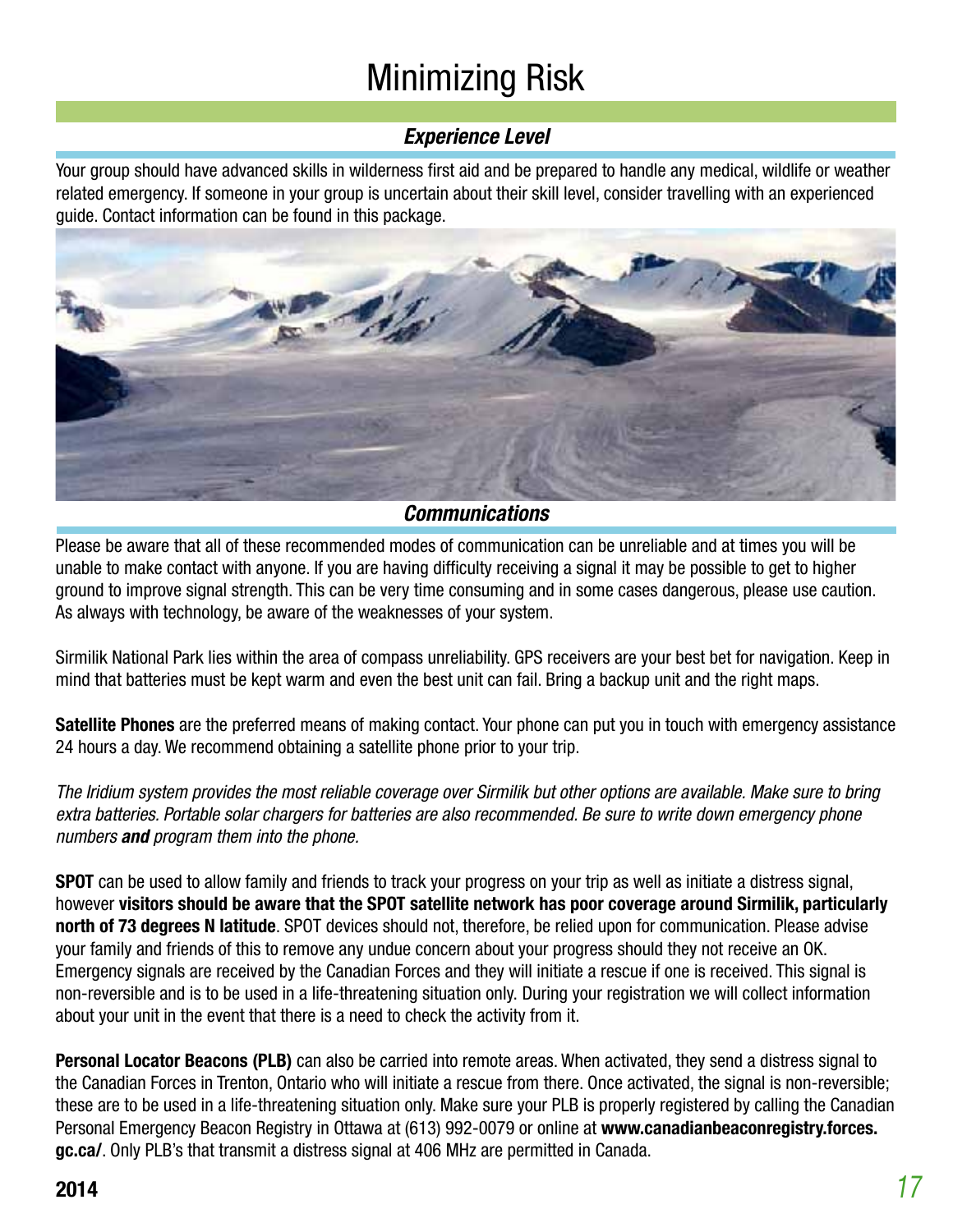# Minimizing Risk

### *Experience Level*

Your group should have advanced skills in wilderness first aid and be prepared to handle any medical, wildlife or weather related emergency. If someone in your group is uncertain about their skill level, consider travelling with an experienced guide. Contact information can be found in this package.

### *Communications*

Please be aware that all of these recommended modes of communication can be unreliable and at times you will be unable to make contact with anyone. If you are having difficulty receiving a signal it may be possible to get to higher ground to improve signal strength. This can be very time consuming and in some cases dangerous, please use caution. As always with technology, be aware of the weaknesses of your system.

Sirmilik National Park lies within the area of compass unreliability. GPS receivers are your best bet for navigation. Keep in mind that batteries must be kept warm and even the best unit can fail. Bring a backup unit and the right maps.

**Satellite Phones** are the preferred means of making contact. Your phone can put you in touch with emergency assistance 24 hours a day. We recommend obtaining a satellite phone prior to your trip.

*The Iridium system provides the most reliable coverage over Sirmilik but other options are available. Make sure to bring extra batteries. Portable solar chargers for batteries are also recommended. Be sure to write down emergency phone numbers **and** program them into the phone.*

**SPOT** can be used to allow family and friends to track your progress on your trip as well as initiate a distress signal, however **visitors should be aware that the SPOT satellite network has poor coverage around Sirmilik, particularly north of 73 degrees N latitude**. SPOT devices should not, therefore, be relied upon for communication. Please advise your family and friends of this to remove any undue concern about your progress should they not receive an OK. Emergency signals are received by the Canadian Forces and they will initiate a rescue if one is received. This signal is non-reversible and is to be used in a life-threatening situation only. During your registration we will collect information about your unit in the event that there is a need to check the activity from it.

**Personal Locator Beacons (PLB)** can also be carried into remote areas. When activated, they send a distress signal to the Canadian Forces in Trenton, Ontario who will initiate a rescue from there. Once activated, the signal is non-reversible; these are to be used in a life-threatening situation only. Make sure your PLB is properly registered by calling the Canadian Personal Emergency Beacon Registry in Ottawa at (613) 992-0079 or online at **www.canadianbeaconregistry.forces.gc.ca/**. Only PLB's that transmit a distress signal at 406 MHz are permitted in Canada.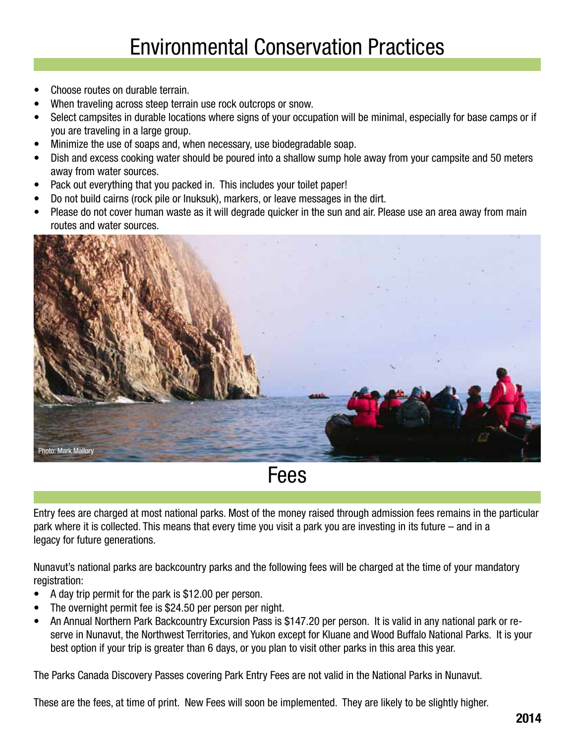# Environmental Conservation Practices

- Choose routes on durable terrain.
- When traveling across steep terrain use rock outcrops or snow.
- Select campsites in durable locations where signs of your occupation will be minimal, especially for base camps or if you are traveling in a large group.
- Minimize the use of soaps and, when necessary, use biodegradable soap.
- Dish and excess cooking water should be poured into a shallow sump hole away from your campsite and 50 meters away from water sources.
- Pack out everything that you packed in. This includes your toilet paper!
- Do not build cairns (rock pile or Inuksuk), markers, or leave messages in the dirt.
- Please do not cover human waste as it will degrade quicker in the sun and air. Please use an area away from main routes and water sources.

Photo: Mark Mallory

# Fees

Entry fees are charged at most national parks. Most of the money raised through admission fees remains in the particular park where it is collected. This means that every time you visit a park you are investing in its future – and in a legacy for future generations.

Nunavut's national parks are backcountry parks and the following fees will be charged at the time of your mandatory registration:

- A day trip permit for the park is $12.00 per person.
- The overnight permit fee is $24.50 per person per night.
- An Annual Northern Park Backcountry Excursion Pass is $147.20 per person. It is valid in any national park or reserve in Nunavut, the Northwest Territories, and Yukon except for Kluane and Wood Buffalo National Parks. It is your best option if your trip is greater than 6 days, or you plan to visit other parks in this area this year.

The Parks Canada Discovery Passes covering Park Entry Fees are not valid in the National Parks in Nunavut.

These are the fees, at time of print. New Fees will soon be implemented. They are likely to be slightly higher.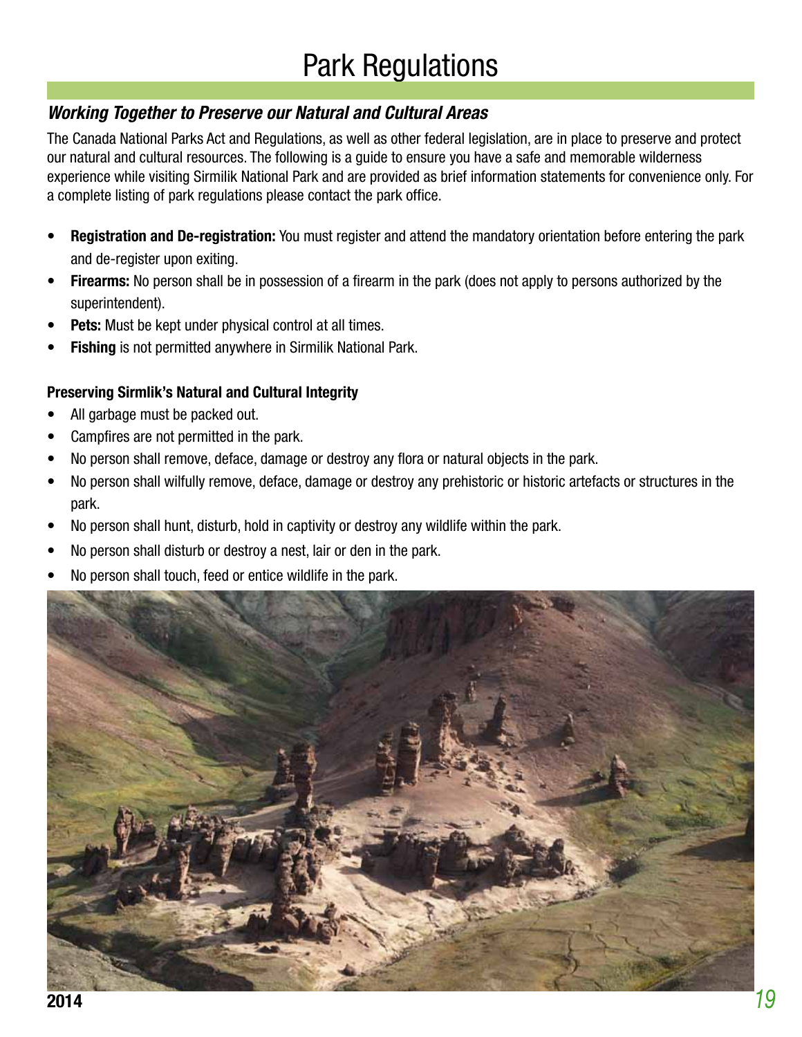# Park Regulations

## *Working Together to Preserve our Natural and Cultural Areas*

The Canada National Parks Act and Regulations, as well as other federal legislation, are in place to preserve and protect our natural and cultural resources. The following is a guide to ensure you have a safe and memorable wilderness experience while visiting Sirmilik National Park and are provided as brief information statements for convenience only. For a complete listing of park regulations please contact the park office.

- **Registration and De-registration:** You must register and attend the mandatory orientation before entering the park and de-register upon exiting.
- **Firearms:** No person shall be in possession of a firearm in the park (does not apply to persons authorized by the superintendent).
- **Pets:** Must be kept under physical control at all times.
- **Fishing** is not permitted anywhere in Sirmilik National Park.

### Preserving Sirmlik's Natural and Cultural Integrity

- All garbage must be packed out.
- Campfires are not permitted in the park.
- No person shall remove, deface, damage or destroy any flora or natural objects in the park.
- No person shall wilfully remove, deface, damage or destroy any prehistoric or historic artefacts or structures in the park.
- No person shall hunt, disturb, hold in captivity or destroy any wildlife within the park.
- No person shall disturb or destroy a nest, lair or den in the park.
- No person shall touch, feed or entice wildlife in the park.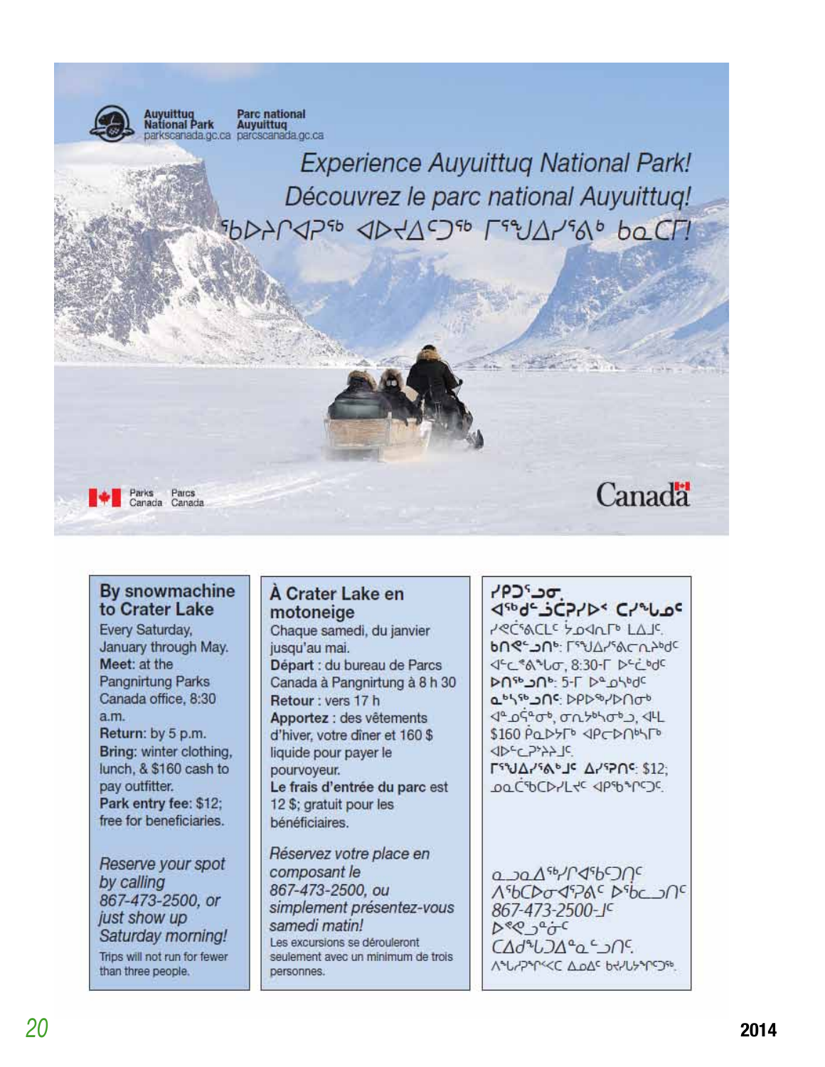Auyuittuq National Park
parkscanada.gc.ca

Parc national Auyuittuq
parcscanada.gc.ca

*Experience Auyuittuq National Park!*

*Découvrez le parc national Auyuittuq!*

*ᕿᑭᖅᑖᓗᒃ ᐊᐅᔪᐃᑦᑐᖅ ᒥᕐᒍᐃᓯᕐᕕᒃ ᑲᓇᑕᒥ!*

Parks Canada — Parcs Canada

Canada

## By snowmachine to Crater Lake

Every Saturday, January through May.

**Meet:** at the Pangnirtung Parks Canada office, 8:30 a.m.

**Return:** by 5 p.m.

**Bring:** winter clothing, lunch, & $160 cash to pay outfitter.

**Park entry fee:** $12; free for beneficiaries.

*Reserve your spot by calling 867-473-2500, or just show up Saturday morning!*

Trips will not run for fewer than three people.

## À Crater Lake en motoneige

Chaque samedi, du janvier jusqu'au mai.

**Départ** : du bureau de Parcs Canada à Pangnirtung à 8 h 30

**Retour** : vers 17 h

**Apportez** : des vêtements d'hiver, votre dîner et 160 $ liquide pour payer le pourvoyeur.

**Le frais d'entrée du parc** est 12 $; gratuit pour les bénéficiaires.

*Réservez votre place en composant le 867-473-2500, ou simplement présentez-vous samedi matin!*

Les excursions se dérouleront seulement avec un minimum de trois personnes.

## ᓯᑭᑐᕐᔪᒃᑯᑦ ᐊᕐᖁᑦᑐᑖᕆᐊᖅ ᑕᓯᕐᒪᒧᑦ

ᓯᕙᑖᕐᕕᑕᒫᑦ ᔭᓄᐊᕆᒥᒃ ᒪᐃᒧᑦ.

**ᑲᑎᖃᑦᑎᕝᕕᒃ:** ᒥᕐᒍᐃᓯᕐᕕᓕᕆᔨᑦ ᐊᓪᓚᕕᖓᓂ, 8:30-ᒥ ᐅᓪᓛᒃᑯᑦ

**ᐅᑎᖅᑐᑎᒃ:** 5-ᒥ ᐅᓐᓄᓴᒃᑯᑦ

**ᓇᒃᓴᖅᑐᑦ:** ᐅᕿᐅᕐᓯᐅᑎᓂᒃ, ᓂᕆᔭᒃᓴᓂᒃ, ᐊᒻᒪ $160 ᑮᓇᐅᔭᒥᒃ ᐊᑭᓕᐅᑎᒃᓴᒥᒃ ᐊᐅᓪᓚᑦᑎᔨᒧᑦ.

**ᒥᕐᒍᐃᓯᕐᕕᒃᑯᑦ ᐃᓯᕐᓂᖅ:** $12; ᓄᓇᑖᖅᑕᐅᓯᒪᔪᑦ ᐊᑭᖃᙱᑦᑐᑦ.

*ᓇᓗᓇᐃᖅᓯᕆᐊᖅᑐᑎᑦ ᐱᖅᑕᐅᓂᐊᕐᓂᐊᑦ ᐅᖄᓚᐅᑎᑦ 867-473-2500-ᒧᑦ ᐅᕝᕙᓘᓐᓃᑦ ᑕᐃᑲᙵᑐᐃᓐᓇᓗᑎᑦ.*

ᐱᖓᓱᖏᓐᓂᒃ ᐃᓄᓐᓂᑦ ᑲᔪᓯᒐᔭᙱᑦᑐᖅ.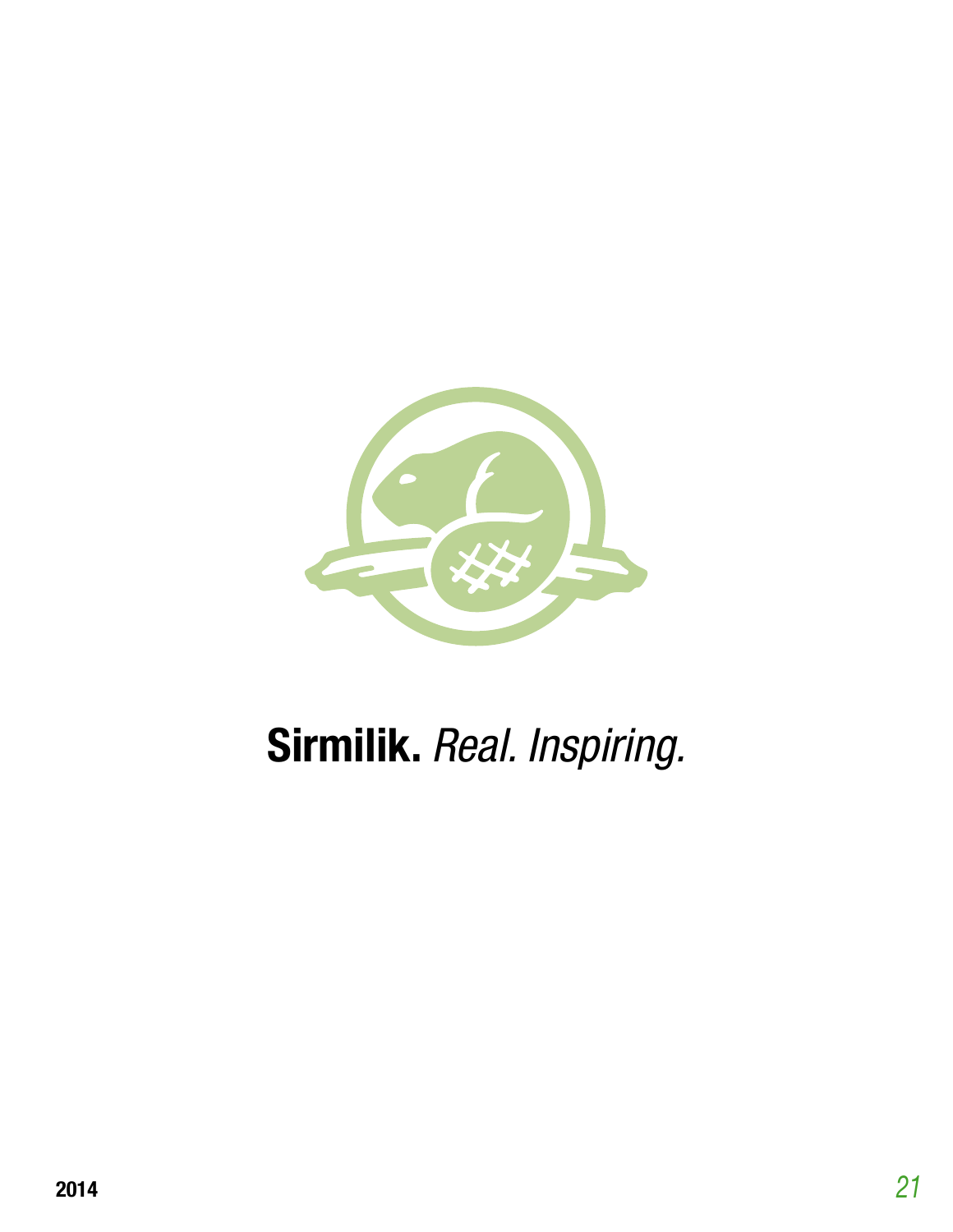**Sirmilik.** *Real. Inspiring.*